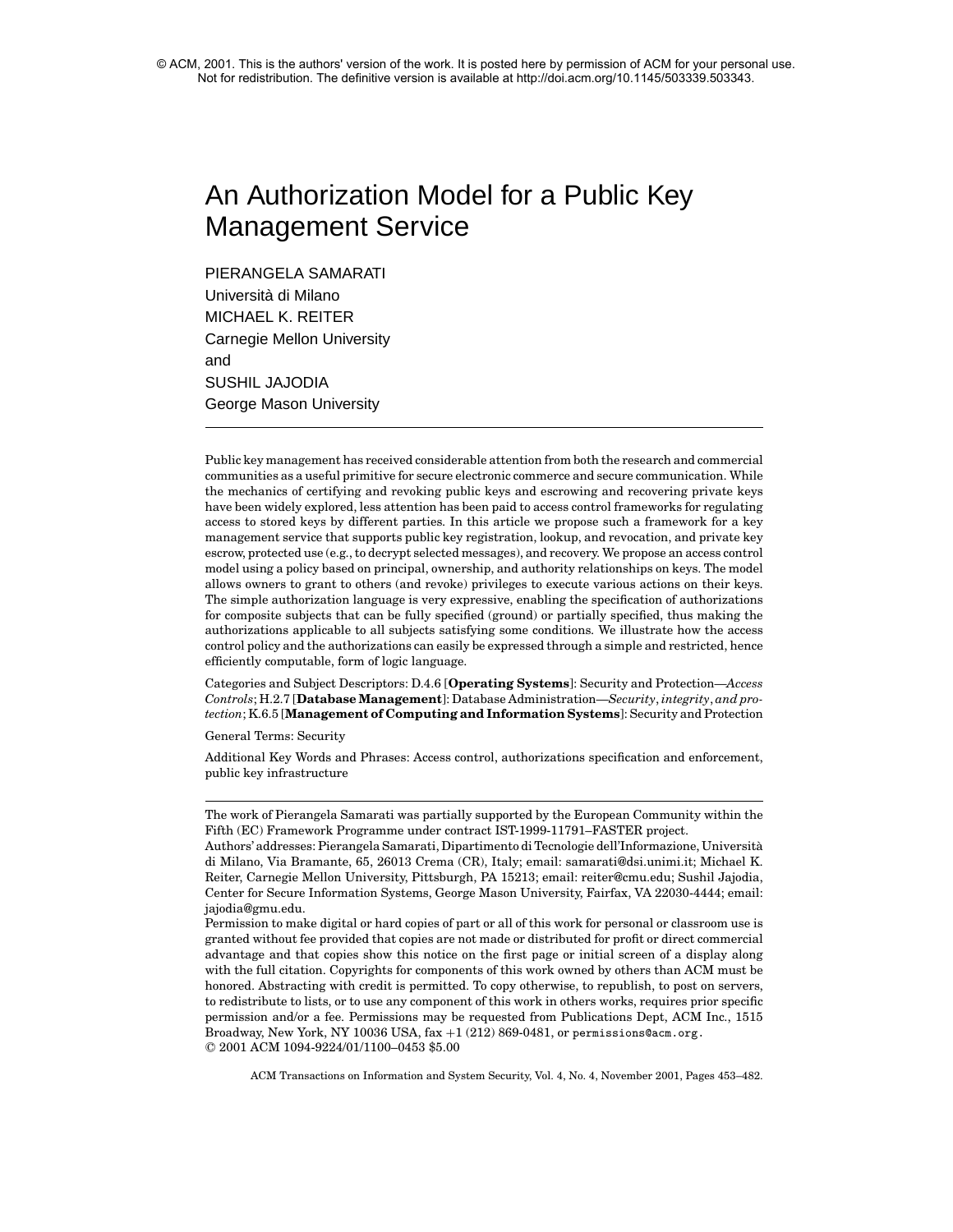© ACM, 2001. This is the authors' version of the work. It is posted here by permission of ACM for your personal use. Not for redistribution. The definitive version is available at http://doi.acm.org/10.1145/503339.503343.

# An Authorization Model for a Public Key Management Service

PIERANGELA SAMARATI
Università di Milano
MICHAEL K. REITER
Carnegie Mellon University
and
SUSHIL JAJODIA
George Mason University

---

Public key management has received considerable attention from both the research and commercial communities as a useful primitive for secure electronic commerce and secure communication. While the mechanics of certifying and revoking public keys and escrowing and recovering private keys have been widely explored, less attention has been paid to access control frameworks for regulating access to stored keys by different parties. In this article we propose such a framework for a key management service that supports public key registration, lookup, and revocation, and private key escrow, protected use (e.g., to decrypt selected messages), and recovery. We propose an access control model using a policy based on principal, ownership, and authority relationships on keys. The model allows owners to grant to others (and revoke) privileges to execute various actions on their keys. The simple authorization language is very expressive, enabling the specification of authorizations for composite subjects that can be fully specified (ground) or partially specified, thus making the authorizations applicable to all subjects satisfying some conditions. We illustrate how the access control policy and the authorizations can easily be expressed through a simple and restricted, hence efficiently computable, form of logic language.

Categories and Subject Descriptors: D.4.6 [**Operating Systems**]: Security and Protection—*Access Controls*; H.2.7 [**Database Management**]: Database Administration—*Security, integrity, and protection*; K.6.5 [**Management of Computing and Information Systems**]: Security and Protection

General Terms: Security

Additional Key Words and Phrases: Access control, authorizations specification and enforcement, public key infrastructure

---

The work of Pierangela Samarati was partially supported by the European Community within the Fifth (EC) Framework Programme under contract IST-1999-11791–FASTER project.

Authors' addresses: Pierangela Samarati, Dipartimento di Tecnologie dell'Informazione, Università di Milano, Via Bramante, 65, 26013 Crema (CR), Italy; email: samarati@dsi.unimi.it; Michael K. Reiter, Carnegie Mellon University, Pittsburgh, PA 15213; email: reiter@cmu.edu; Sushil Jajodia, Center for Secure Information Systems, George Mason University, Fairfax, VA 22030-4444; email: jajodia@gmu.edu.

Permission to make digital or hard copies of part or all of this work for personal or classroom use is granted without fee provided that copies are not made or distributed for profit or direct commercial advantage and that copies show this notice on the first page or initial screen of a display along with the full citation. Copyrights for components of this work owned by others than ACM must be honored. Abstracting with credit is permitted. To copy otherwise, to republish, to post on servers, to redistribute to lists, or to use any component of this work in others works, requires prior specific permission and/or a fee. Permissions may be requested from Publications Dept, ACM Inc., 1515 Broadway, New York, NY 10036 USA, fax +1 (212) 869-0481, or permissions@acm.org.

© 2001 ACM 1094-9224/01/1100–0453 $5.00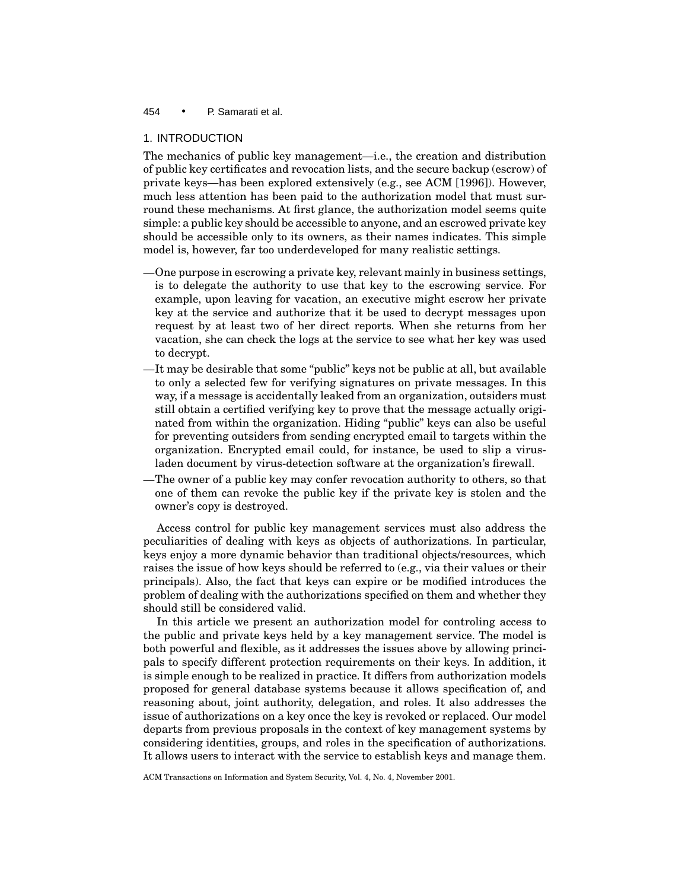## 1. INTRODUCTION

The mechanics of public key management—i.e., the creation and distribution of public key certificates and revocation lists, and the secure backup (escrow) of private keys—has been explored extensively (e.g., see ACM [1996]). However, much less attention has been paid to the authorization model that must surround these mechanisms. At first glance, the authorization model seems quite simple: a public key should be accessible to anyone, and an escrowed private key should be accessible only to its owners, as their names indicates. This simple model is, however, far too underdeveloped for many realistic settings.

—One purpose in escrowing a private key, relevant mainly in business settings, is to delegate the authority to use that key to the escrowing service. For example, upon leaving for vacation, an executive might escrow her private key at the service and authorize that it be used to decrypt messages upon request by at least two of her direct reports. When she returns from her vacation, she can check the logs at the service to see what her key was used to decrypt.

—It may be desirable that some "public" keys not be public at all, but available to only a selected few for verifying signatures on private messages. In this way, if a message is accidentally leaked from an organization, outsiders must still obtain a certified verifying key to prove that the message actually originated from within the organization. Hiding "public" keys can also be useful for preventing outsiders from sending encrypted email to targets within the organization. Encrypted email could, for instance, be used to slip a virus-laden document by virus-detection software at the organization's firewall.

—The owner of a public key may confer revocation authority to others, so that one of them can revoke the public key if the private key is stolen and the owner's copy is destroyed.

Access control for public key management services must also address the peculiarities of dealing with keys as objects of authorizations. In particular, keys enjoy a more dynamic behavior than traditional objects/resources, which raises the issue of how keys should be referred to (e.g., via their values or their principals). Also, the fact that keys can expire or be modified introduces the problem of dealing with the authorizations specified on them and whether they should still be considered valid.

In this article we present an authorization model for controling access to the public and private keys held by a key management service. The model is both powerful and flexible, as it addresses the issues above by allowing principals to specify different protection requirements on their keys. In addition, it is simple enough to be realized in practice. It differs from authorization models proposed for general database systems because it allows specification of, and reasoning about, joint authority, delegation, and roles. It also addresses the issue of authorizations on a key once the key is revoked or replaced. Our model departs from previous proposals in the context of key management systems by considering identities, groups, and roles in the specification of authorizations. It allows users to interact with the service to establish keys and manage them.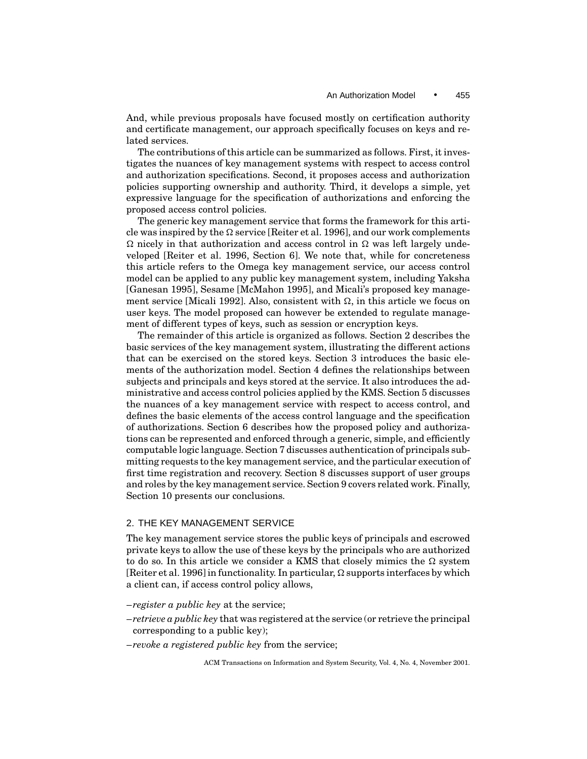And, while previous proposals have focused mostly on certification authority and certificate management, our approach specifically focuses on keys and related services.

The contributions of this article can be summarized as follows. First, it investigates the nuances of key management systems with respect to access control and authorization specifications. Second, it proposes access and authorization policies supporting ownership and authority. Third, it develops a simple, yet expressive language for the specification of authorizations and enforcing the proposed access control policies.

The generic key management service that forms the framework for this article was inspired by the $\Omega$ service [Reiter et al. 1996], and our work complements $\Omega$ nicely in that authorization and access control in $\Omega$ was left largely undeveloped [Reiter et al. 1996, Section 6]. We note that, while for concreteness this article refers to the Omega key management service, our access control model can be applied to any public key management system, including Yaksha [Ganesan 1995], Sesame [McMahon 1995], and Micali's proposed key management service [Micali 1992]. Also, consistent with $\Omega$, in this article we focus on user keys. The model proposed can however be extended to regulate management of different types of keys, such as session or encryption keys.

The remainder of this article is organized as follows. Section 2 describes the basic services of the key management system, illustrating the different actions that can be exercised on the stored keys. Section 3 introduces the basic elements of the authorization model. Section 4 defines the relationships between subjects and principals and keys stored at the service. It also introduces the administrative and access control policies applied by the KMS. Section 5 discusses the nuances of a key management service with respect to access control, and defines the basic elements of the access control language and the specification of authorizations. Section 6 describes how the proposed policy and authorizations can be represented and enforced through a generic, simple, and efficiently computable logic language. Section 7 discusses authentication of principals submitting requests to the key management service, and the particular execution of first time registration and recovery. Section 8 discusses support of user groups and roles by the key management service. Section 9 covers related work. Finally, Section 10 presents our conclusions.

## 2. THE KEY MANAGEMENT SERVICE

The key management service stores the public keys of principals and escrowed private keys to allow the use of these keys by the principals who are authorized to do so. In this article we consider a KMS that closely mimics the $\Omega$ system [Reiter et al. 1996] in functionality. In particular, $\Omega$ supports interfaces by which a client can, if access control policy allows,

- *register a public key* at the service;
- *retrieve a public key* that was registered at the service (or retrieve the principal corresponding to a public key);
- *revoke a registered public key* from the service;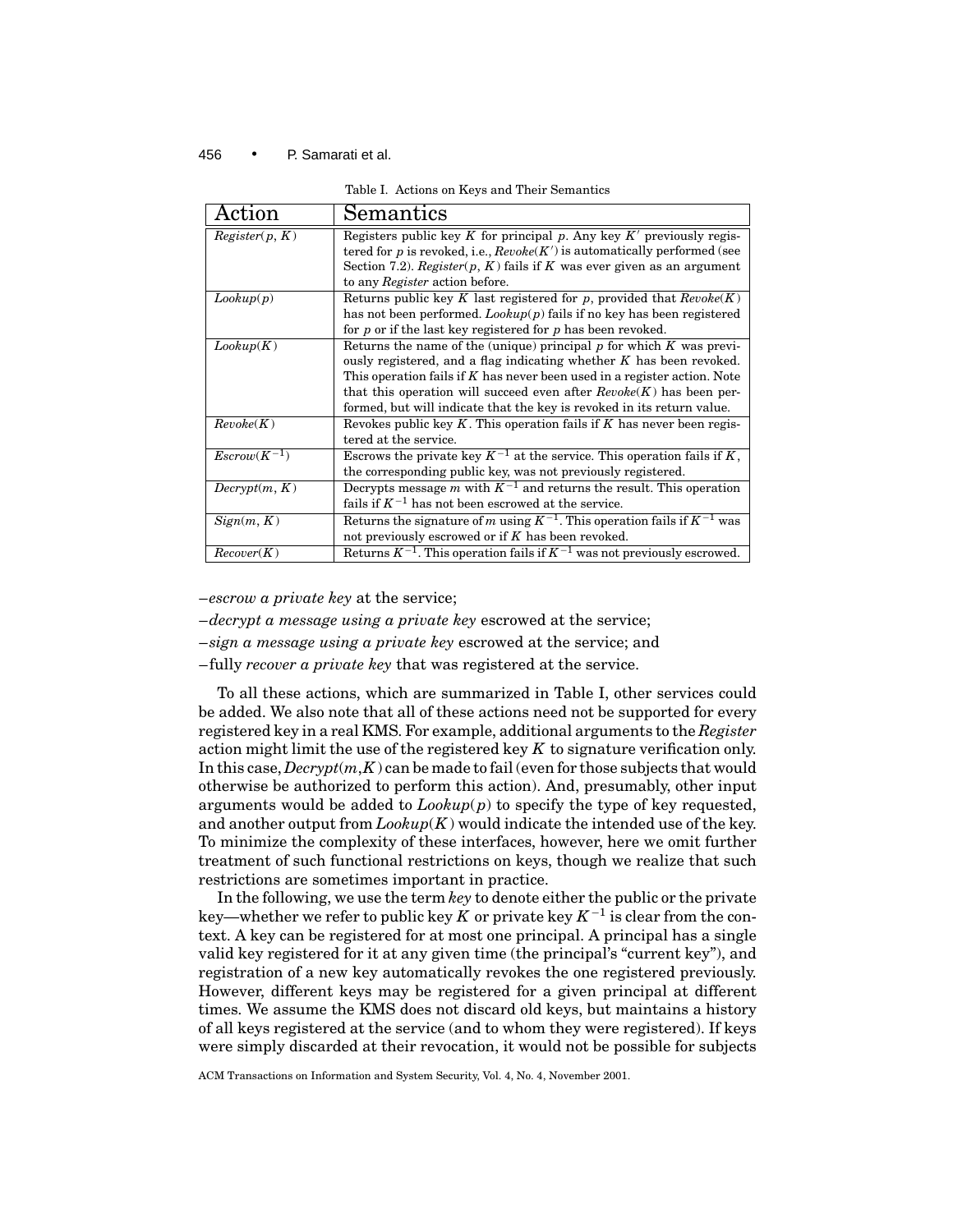Table I. Actions on Keys and Their Semantics

| Action | Semantics |
|---|---|
| *Register*$(p, K)$ | Registers public key $K$ for principal $p$. Any key $K'$ previously registered for $p$ is revoked, i.e., *Revoke*$(K')$ is automatically performed (see Section 7.2). *Register*$(p, K)$ fails if $K$ was ever given as an argument to any *Register* action before. |
| *Lookup*$(p)$ | Returns public key $K$ last registered for $p$, provided that *Revoke*$(K)$ has not been performed. *Lookup*$(p)$ fails if no key has been registered for $p$ or if the last key registered for $p$ has been revoked. |
| *Lookup*$(K)$ | Returns the name of the (unique) principal $p$ for which $K$ was previously registered, and a flag indicating whether $K$ has been revoked. This operation fails if $K$ has never been used in a register action. Note that this operation will succeed even after *Revoke*$(K)$ has been performed, but will indicate that the key is revoked in its return value. |
| *Revoke*$(K)$ | Revokes public key $K$. This operation fails if $K$ has never been registered at the service. |
| *Escrow*$(K^{-1})$ | Escrows the private key $K^{-1}$ at the service. This operation fails if $K$, the corresponding public key, was not previously registered. |
| *Decrypt*$(m, K)$ | Decrypts message $m$ with $K^{-1}$ and returns the result. This operation fails if $K^{-1}$ has not been escrowed at the service. |
| *Sign*$(m, K)$ | Returns the signature of $m$ using $K^{-1}$. This operation fails if $K^{-1}$ was not previously escrowed or if $K$ has been revoked. |
| *Recover*$(K)$ | Returns $K^{-1}$. This operation fails if $K^{-1}$ was not previously escrowed. |

– *escrow a private key* at the service;

– *decrypt a message using a private key* escrowed at the service;

– *sign a message using a private key* escrowed at the service; and

– fully *recover a private key* that was registered at the service.

To all these actions, which are summarized in Table I, other services could be added. We also note that all of these actions need not be supported for every registered key in a real KMS. For example, additional arguments to the *Register* action might limit the use of the registered key $K$ to signature verification only. In this case, *Decrypt*$(m,K)$ can be made to fail (even for those subjects that would otherwise be authorized to perform this action). And, presumably, other input arguments would be added to *Lookup*$(p)$ to specify the type of key requested, and another output from *Lookup*$(K)$ would indicate the intended use of the key. To minimize the complexity of these interfaces, however, here we omit further treatment of such functional restrictions on keys, though we realize that such restrictions are sometimes important in practice.

In the following, we use the term *key* to denote either the public or the private key—whether we refer to public key $K$ or private key $K^{-1}$ is clear from the context. A key can be registered for at most one principal. A principal has a single valid key registered for it at any given time (the principal's "current key"), and registration of a new key automatically revokes the one registered previously. However, different keys may be registered for a given principal at different times. We assume the KMS does not discard old keys, but maintains a history of all keys registered at the service (and to whom they were registered). If keys were simply discarded at their revocation, it would not be possible for subjects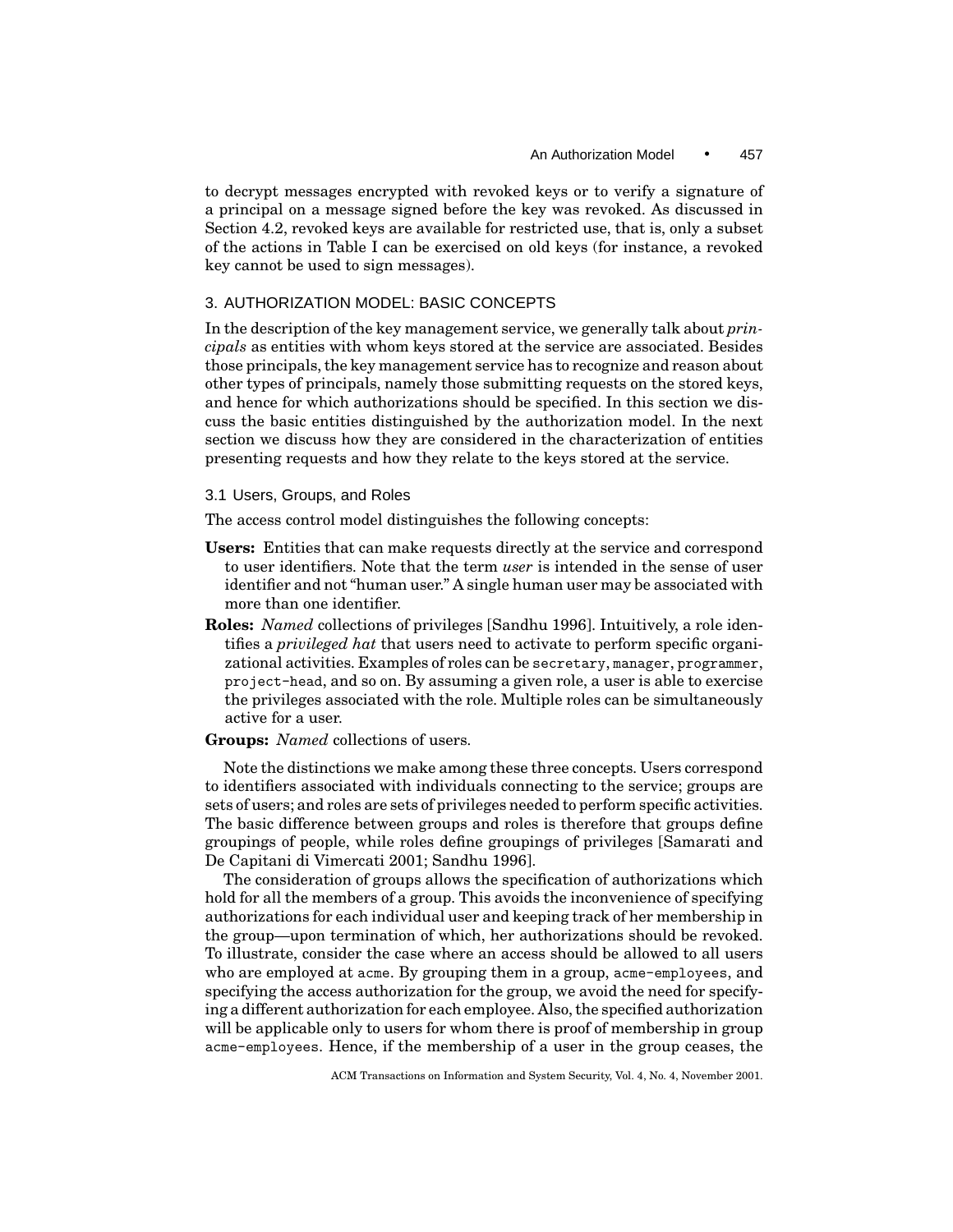to decrypt messages encrypted with revoked keys or to verify a signature of a principal on a message signed before the key was revoked. As discussed in Section 4.2, revoked keys are available for restricted use, that is, only a subset of the actions in Table I can be exercised on old keys (for instance, a revoked key cannot be used to sign messages).

## 3. AUTHORIZATION MODEL: BASIC CONCEPTS

In the description of the key management service, we generally talk about *principals* as entities with whom keys stored at the service are associated. Besides those principals, the key management service has to recognize and reason about other types of principals, namely those submitting requests on the stored keys, and hence for which authorizations should be specified. In this section we discuss the basic entities distinguished by the authorization model. In the next section we discuss how they are considered in the characterization of entities presenting requests and how they relate to the keys stored at the service.

### 3.1 Users, Groups, and Roles

The access control model distinguishes the following concepts:

**Users:** Entities that can make requests directly at the service and correspond to user identifiers. Note that the term *user* is intended in the sense of user identifier and not "human user." A single human user may be associated with more than one identifier.

**Roles:** *Named* collections of privileges [Sandhu 1996]. Intuitively, a role identifies a *privileged hat* that users need to activate to perform specific organizational activities. Examples of roles can be `secretary`, `manager`, `programmer`, `project-head`, and so on. By assuming a given role, a user is able to exercise the privileges associated with the role. Multiple roles can be simultaneously active for a user.

**Groups:** *Named* collections of users.

Note the distinctions we make among these three concepts. Users correspond to identifiers associated with individuals connecting to the service; groups are sets of users; and roles are sets of privileges needed to perform specific activities. The basic difference between groups and roles is therefore that groups define groupings of people, while roles define groupings of privileges [Samarati and De Capitani di Vimercati 2001; Sandhu 1996].

The consideration of groups allows the specification of authorizations which hold for all the members of a group. This avoids the inconvenience of specifying authorizations for each individual user and keeping track of her membership in the group—upon termination of which, her authorizations should be revoked. To illustrate, consider the case where an access should be allowed to all users who are employed at `acme`. By grouping them in a group, `acme-employees`, and specifying the access authorization for the group, we avoid the need for specifying a different authorization for each employee. Also, the specified authorization will be applicable only to users for whom there is proof of membership in group `acme-employees`. Hence, if the membership of a user in the group ceases, the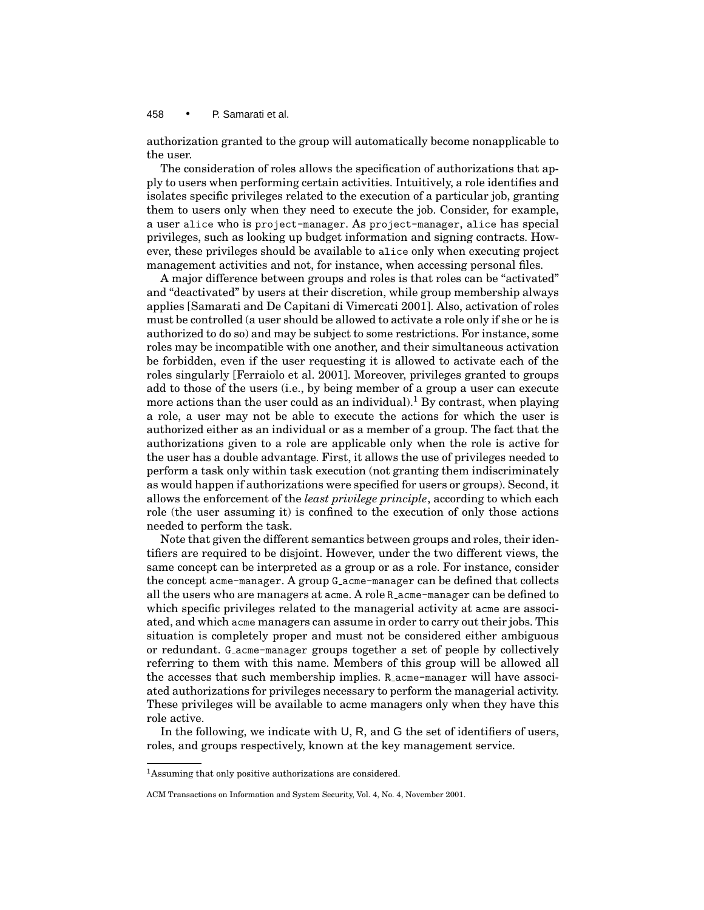authorization granted to the group will automatically become nonapplicable to the user.

The consideration of roles allows the specification of authorizations that apply to users when performing certain activities. Intuitively, a role identifies and isolates specific privileges related to the execution of a particular job, granting them to users only when they need to execute the job. Consider, for example, a user `alice` who is `project-manager`. As `project-manager`, `alice` has special privileges, such as looking up budget information and signing contracts. However, these privileges should be available to `alice` only when executing project management activities and not, for instance, when accessing personal files.

A major difference between groups and roles is that roles can be "activated" and "deactivated" by users at their discretion, while group membership always applies [Samarati and De Capitani di Vimercati 2001]. Also, activation of roles must be controlled (a user should be allowed to activate a role only if she or he is authorized to do so) and may be subject to some restrictions. For instance, some roles may be incompatible with one another, and their simultaneous activation be forbidden, even if the user requesting it is allowed to activate each of the roles singularly [Ferraiolo et al. 2001]. Moreover, privileges granted to groups add to those of the users (i.e., by being member of a group a user can execute more actions than the user could as an individual).[1] By contrast, when playing a role, a user may not be able to execute the actions for which the user is authorized either as an individual or as a member of a group. The fact that the authorizations given to a role are applicable only when the role is active for the user has a double advantage. First, it allows the use of privileges needed to perform a task only within task execution (not granting them indiscriminately as would happen if authorizations were specified for users or groups). Second, it allows the enforcement of the *least privilege principle*, according to which each role (the user assuming it) is confined to the execution of only those actions needed to perform the task.

Note that given the different semantics between groups and roles, their identifiers are required to be disjoint. However, under the two different views, the same concept can be interpreted as a group or as a role. For instance, consider the concept `acme-manager`. A group `G_acme-manager` can be defined that collects all the users who are managers at `acme`. A role `R_acme-manager` can be defined to which specific privileges related to the managerial activity at `acme` are associated, and which `acme` managers can assume in order to carry out their jobs. This situation is completely proper and must not be considered either ambiguous or redundant. `G_acme-manager` groups together a set of people by collectively referring to them with this name. Members of this group will be allowed all the accesses that such membership implies. `R_acme-manager` will have associated authorizations for privileges necessary to perform the managerial activity. These privileges will be available to acme managers only when they have this role active.

In the following, we indicate with U, R, and G the set of identifiers of users, roles, and groups respectively, known at the key management service.

---

[1] Assuming that only positive authorizations are considered.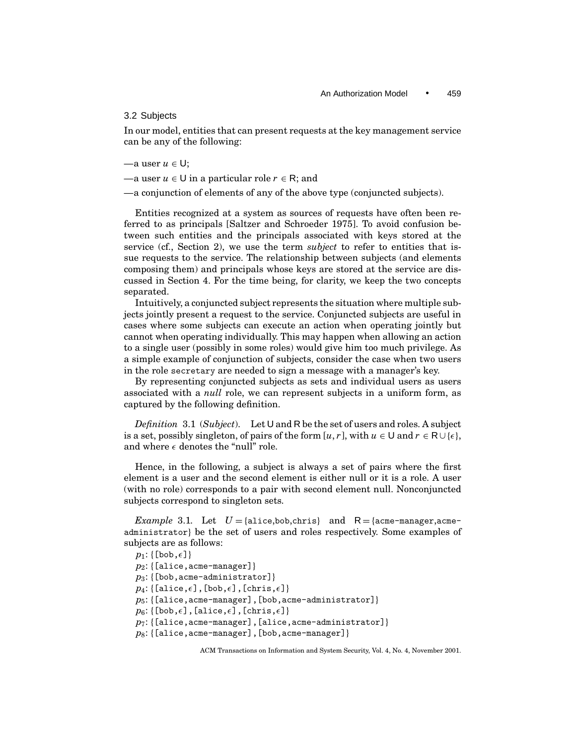## 3.2 Subjects

In our model, entities that can present requests at the key management service can be any of the following:

—a user $u \in \mathsf{U}$;

—a user $u \in \mathsf{U}$ in a particular role $r \in \mathsf{R}$; and

—a conjunction of elements of any of the above type (conjuncted subjects).

Entities recognized at a system as sources of requests have often been referred to as principals [Saltzer and Schroeder 1975]. To avoid confusion between such entities and the principals associated with keys stored at the service (cf., Section 2), we use the term *subject* to refer to entities that issue requests to the service. The relationship between subjects (and elements composing them) and principals whose keys are stored at the service are discussed in Section 4. For the time being, for clarity, we keep the two concepts separated.

Intuitively, a conjuncted subject represents the situation where multiple subjects jointly present a request to the service. Conjuncted subjects are useful in cases where some subjects can execute an action when operating jointly but cannot when operating individually. This may happen when allowing an action to a single user (possibly in some roles) would give him too much privilege. As a simple example of conjunction of subjects, consider the case when two users in the role `secretary` are needed to sign a message with a manager's key.

By representing conjuncted subjects as sets and individual users as users associated with a *null* role, we can represent subjects in a uniform form, as captured by the following definition.

*Definition* 3.1 (*Subject*). Let $\mathsf{U}$ and $\mathsf{R}$ be the set of users and roles. A subject is a set, possibly singleton, of pairs of the form $[u, r]$, with $u \in \mathsf{U}$ and $r \in \mathsf{R} \cup \{\epsilon\}$, and where $\epsilon$ denotes the "null" role.

Hence, in the following, a subject is always a set of pairs where the first element is a user and the second element is either null or it is a role. A user (with no role) corresponds to a pair with second element null. Nonconjuncted subjects correspond to singleton sets.

*Example* 3.1. Let $U = \{$`alice`,`bob`,`chris`$\}$ and $\mathsf{R} = \{$`acme-manager`,`acme-administrator`$\}$ be the set of users and roles respectively. Some examples of subjects are as follows:

$p_1$: {[bob,$\epsilon$]}
$p_2$: {[alice,acme-manager]}
$p_3$: {[bob,acme-administrator]}
$p_4$: {[alice,$\epsilon$],[bob,$\epsilon$],[chris,$\epsilon$]}
$p_5$: {[alice,acme-manager],[bob,acme-administrator]}
$p_6$: {[bob,$\epsilon$],[alice,$\epsilon$],[chris,$\epsilon$]}
$p_7$: {[alice,acme-manager],[alice,acme-administrator]}
$p_8$: {[alice,acme-manager],[bob,acme-manager]}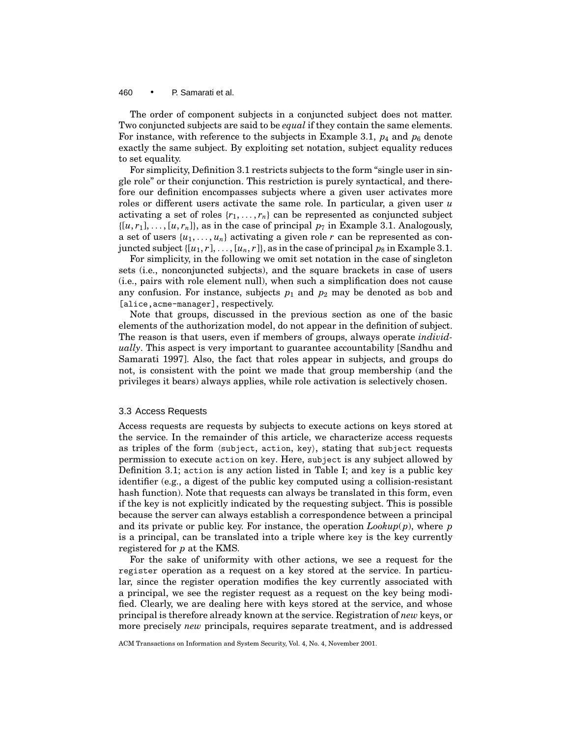The order of component subjects in a conjuncted subject does not matter. Two conjuncted subjects are said to be *equal* if they contain the same elements. For instance, with reference to the subjects in Example 3.1, $p_4$ and $p_6$ denote exactly the same subject. By exploiting set notation, subject equality reduces to set equality.

For simplicity, Definition 3.1 restricts subjects to the form "single user in single role" or their conjunction. This restriction is purely syntactical, and therefore our definition encompasses subjects where a given user activates more roles or different users activate the same role. In particular, a given user $u$ activating a set of roles $\{r_1, \ldots, r_n\}$ can be represented as conjuncted subject $\{[u, r_1], \ldots, [u, r_n]\}$, as in the case of principal $p_7$ in Example 3.1. Analogously, a set of users $\{u_1, \ldots, u_n\}$ activating a given role $r$ can be represented as conjuncted subject $\{[u_1, r], \ldots, [u_n, r]\}$, as in the case of principal $p_8$ in Example 3.1.

For simplicity, in the following we omit set notation in the case of singleton sets (i.e., nonconjuncted subjects), and the square brackets in case of users (i.e., pairs with role element null), when such a simplification does not cause any confusion. For instance, subjects $p_1$ and $p_2$ may be denoted as `bob` and `[alice,acme-manager]`, respectively.

Note that groups, discussed in the previous section as one of the basic elements of the authorization model, do not appear in the definition of subject. The reason is that users, even if members of groups, always operate *individually*. This aspect is very important to guarantee accountability [Sandhu and Samarati 1997]. Also, the fact that roles appear in subjects, and groups do not, is consistent with the point we made that group membership (and the privileges it bears) always applies, while role activation is selectively chosen.

### 3.3 Access Requests

Access requests are requests by subjects to execute actions on keys stored at the service. In the remainder of this article, we characterize access requests as triples of the form ⟨`subject`, `action`, `key`⟩, stating that `subject` requests permission to execute `action` on `key`. Here, `subject` is any subject allowed by Definition 3.1; `action` is any action listed in Table I; and `key` is a public key identifier (e.g., a digest of the public key computed using a collision-resistant hash function). Note that requests can always be translated in this form, even if the key is not explicitly indicated by the requesting subject. This is possible because the server can always establish a correspondence between a principal and its private or public key. For instance, the operation *Lookup*($p$), where $p$ is a principal, can be translated into a triple where `key` is the key currently registered for $p$ at the KMS.

For the sake of uniformity with other actions, we see a request for the `register` operation as a request on a key stored at the service. In particular, since the register operation modifies the key currently associated with a principal, we see the register request as a request on the key being modified. Clearly, we are dealing here with keys stored at the service, and whose principal is therefore already known at the service. Registration of *new* keys, or more precisely *new* principals, requires separate treatment, and is addressed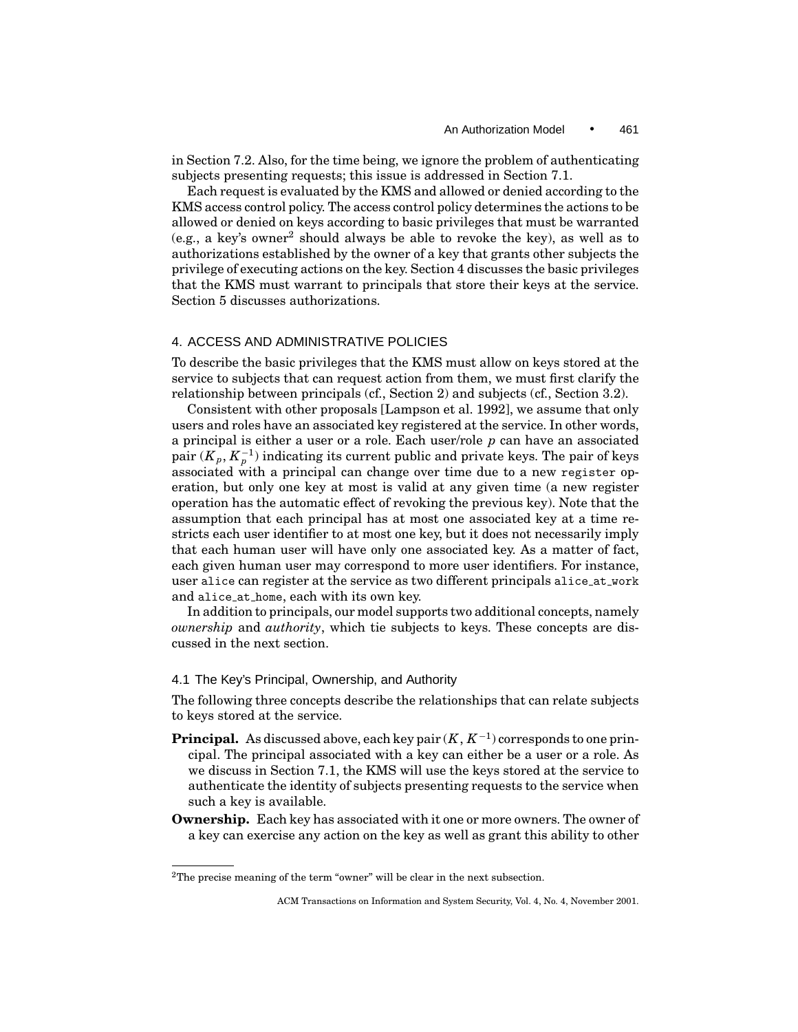in Section 7.2. Also, for the time being, we ignore the problem of authenticating subjects presenting requests; this issue is addressed in Section 7.1.

Each request is evaluated by the KMS and allowed or denied according to the KMS access control policy. The access control policy determines the actions to be allowed or denied on keys according to basic privileges that must be warranted (e.g., a key's owner[2] should always be able to revoke the key), as well as to authorizations established by the owner of a key that grants other subjects the privilege of executing actions on the key. Section 4 discusses the basic privileges that the KMS must warrant to principals that store their keys at the service. Section 5 discusses authorizations.

## 4. ACCESS AND ADMINISTRATIVE POLICIES

To describe the basic privileges that the KMS must allow on keys stored at the service to subjects that can request action from them, we must first clarify the relationship between principals (cf., Section 2) and subjects (cf., Section 3.2).

Consistent with other proposals [Lampson et al. 1992], we assume that only users and roles have an associated key registered at the service. In other words, a principal is either a user or a role. Each user/role $p$ can have an associated pair $(K_p, K_p^{-1})$ indicating its current public and private keys. The pair of keys associated with a principal can change over time due to a new `register` operation, but only one key at most is valid at any given time (a new register operation has the automatic effect of revoking the previous key). Note that the assumption that each principal has at most one associated key at a time restricts each user identifier to at most one key, but it does not necessarily imply that each human user will have only one associated key. As a matter of fact, each given human user may correspond to more user identifiers. For instance, user `alice` can register at the service as two different principals `alice_at_work` and `alice_at_home`, each with its own key.

In addition to principals, our model supports two additional concepts, namely *ownership* and *authority*, which tie subjects to keys. These concepts are discussed in the next section.

### 4.1 The Key's Principal, Ownership, and Authority

The following three concepts describe the relationships that can relate subjects to keys stored at the service.

**Principal.** As discussed above, each key pair $(K, K^{-1})$ corresponds to one principal. The principal associated with a key can either be a user or a role. As we discuss in Section 7.1, the KMS will use the keys stored at the service to authenticate the identity of subjects presenting requests to the service when such a key is available.

**Ownership.** Each key has associated with it one or more owners. The owner of a key can exercise any action on the key as well as grant this ability to other

[2] The precise meaning of the term "owner" will be clear in the next subsection.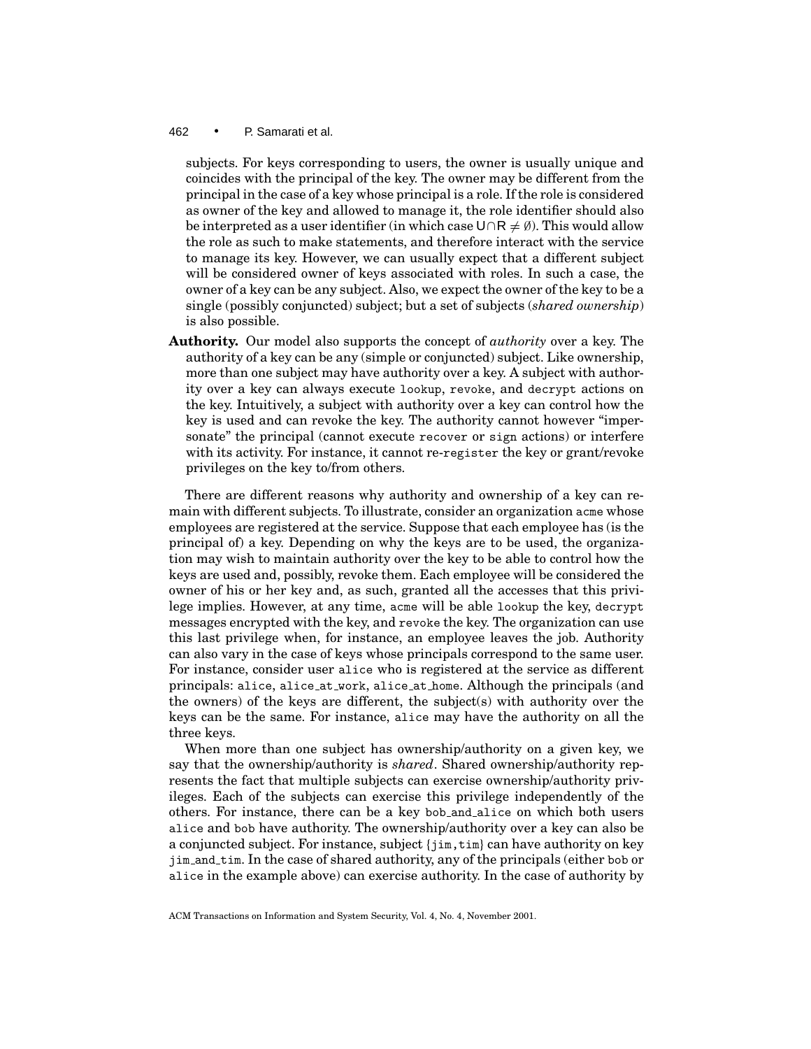subjects. For keys corresponding to users, the owner is usually unique and coincides with the principal of the key. The owner may be different from the principal in the case of a key whose principal is a role. If the role is considered as owner of the key and allowed to manage it, the role identifier should also be interpreted as a user identifier (in which case $\mathsf{U} \cap \mathsf{R} \neq \emptyset$). This would allow the role as such to make statements, and therefore interact with the service to manage its key. However, we can usually expect that a different subject will be considered owner of keys associated with roles. In such a case, the owner of a key can be any subject. Also, we expect the owner of the key to be a single (possibly conjuncted) subject; but a set of subjects (*shared ownership*) is also possible.

**Authority.** Our model also supports the concept of *authority* over a key. The authority of a key can be any (simple or conjuncted) subject. Like ownership, more than one subject may have authority over a key. A subject with authority over a key can always execute `lookup`, `revoke`, and `decrypt` actions on the key. Intuitively, a subject with authority over a key can control how the key is used and can revoke the key. The authority cannot however "impersonate" the principal (cannot execute `recover` or `sign` actions) or interfere with its activity. For instance, it cannot re-`register` the key or grant/revoke privileges on the key to/from others.

There are different reasons why authority and ownership of a key can remain with different subjects. To illustrate, consider an organization `acme` whose employees are registered at the service. Suppose that each employee has (is the principal of) a key. Depending on why the keys are to be used, the organization may wish to maintain authority over the key to be able to control how the keys are used and, possibly, revoke them. Each employee will be considered the owner of his or her key and, as such, granted all the accesses that this privilege implies. However, at any time, `acme` will be able `lookup` the key, `decrypt` messages encrypted with the key, and `revoke` the key. The organization can use this last privilege when, for instance, an employee leaves the job. Authority can also vary in the case of keys whose principals correspond to the same user. For instance, consider user `alice` who is registered at the service as different principals: `alice`, `alice_at_work`, `alice_at_home`. Although the principals (and the owners) of the keys are different, the subject(s) with authority over the keys can be the same. For instance, `alice` may have the authority on all the three keys.

When more than one subject has ownership/authority on a given key, we say that the ownership/authority is *shared*. Shared ownership/authority represents the fact that multiple subjects can exercise ownership/authority privileges. Each of the subjects can exercise this privilege independently of the others. For instance, there can be a key `bob_and_alice` on which both users `alice` and `bob` have authority. The ownership/authority over a key can also be a conjuncted subject. For instance, subject {`jim`,`tim`} can have authority on key `jim_and_tim`. In the case of shared authority, any of the principals (either `bob` or `alice` in the example above) can exercise authority. In the case of authority by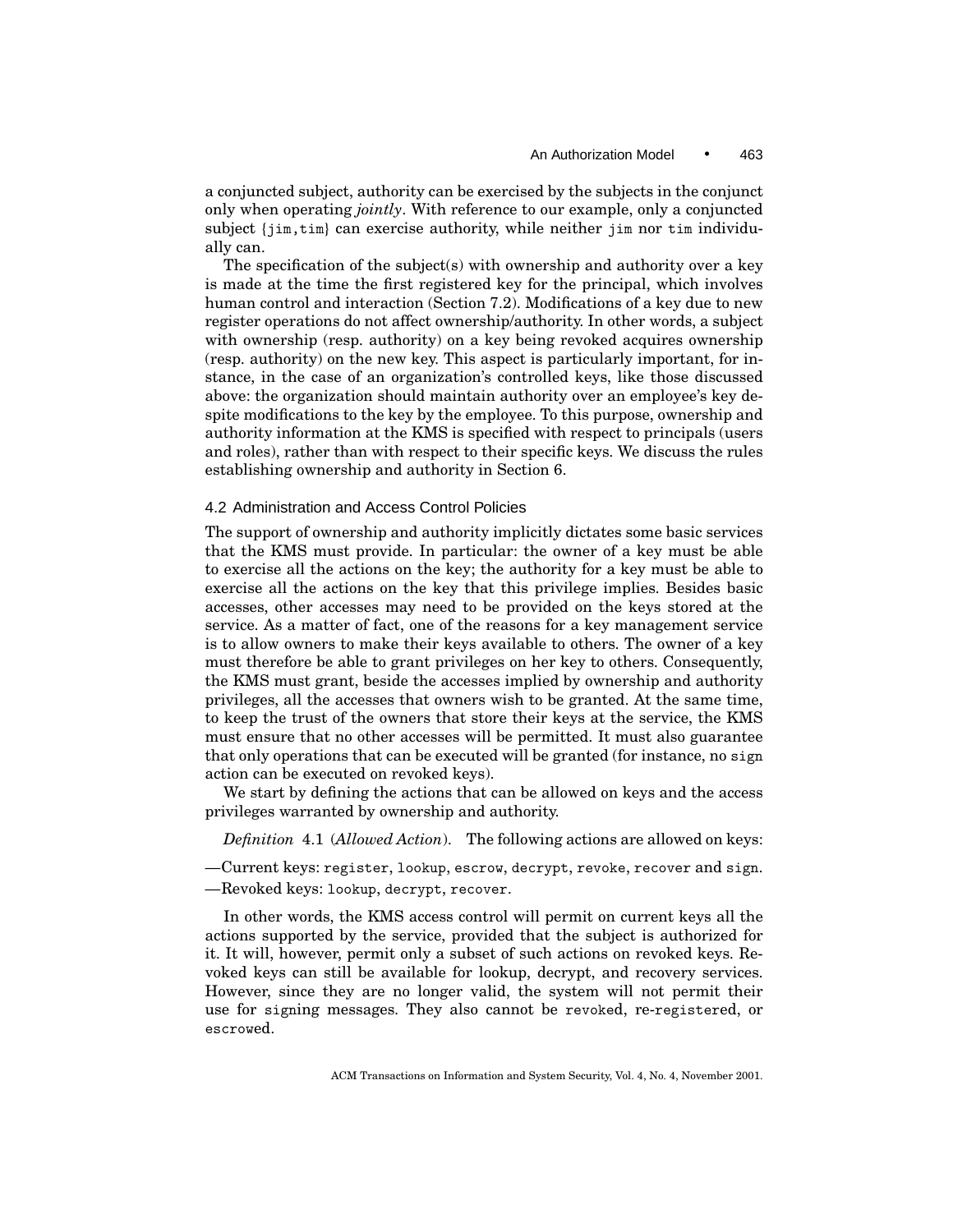a conjuncted subject, authority can be exercised by the subjects in the conjunct only when operating *jointly*. With reference to our example, only a conjuncted subject `{jim,tim}` can exercise authority, while neither `jim` nor `tim` individually can.

The specification of the subject(s) with ownership and authority over a key is made at the time the first registered key for the principal, which involves human control and interaction (Section 7.2). Modifications of a key due to new register operations do not affect ownership/authority. In other words, a subject with ownership (resp. authority) on a key being revoked acquires ownership (resp. authority) on the new key. This aspect is particularly important, for instance, in the case of an organization's controlled keys, like those discussed above: the organization should maintain authority over an employee's key despite modifications to the key by the employee. To this purpose, ownership and authority information at the KMS is specified with respect to principals (users and roles), rather than with respect to their specific keys. We discuss the rules establishing ownership and authority in Section 6.

## 4.2 Administration and Access Control Policies

The support of ownership and authority implicitly dictates some basic services that the KMS must provide. In particular: the owner of a key must be able to exercise all the actions on the key; the authority for a key must be able to exercise all the actions on the key that this privilege implies. Besides basic accesses, other accesses may need to be provided on the keys stored at the service. As a matter of fact, one of the reasons for a key management service is to allow owners to make their keys available to others. The owner of a key must therefore be able to grant privileges on her key to others. Consequently, the KMS must grant, beside the accesses implied by ownership and authority privileges, all the accesses that owners wish to be granted. At the same time, to keep the trust of the owners that store their keys at the service, the KMS must ensure that no other accesses will be permitted. It must also guarantee that only operations that can be executed will be granted (for instance, no `sign` action can be executed on revoked keys).

We start by defining the actions that can be allowed on keys and the access privileges warranted by ownership and authority.

*Definition* 4.1 (*Allowed Action*). The following actions are allowed on keys:

- —Current keys: `register`, `lookup`, `escrow`, `decrypt`, `revoke`, `recover` and `sign`.
- —Revoked keys: `lookup`, `decrypt`, `recover`.

In other words, the KMS access control will permit on current keys all the actions supported by the service, provided that the subject is authorized for it. It will, however, permit only a subset of such actions on revoked keys. Revoked keys can still be available for lookup, decrypt, and recovery services. However, since they are no longer valid, the system will not permit their use for `sign`ing messages. They also cannot be `revoke`d, re-`register`ed, or `escrow`ed.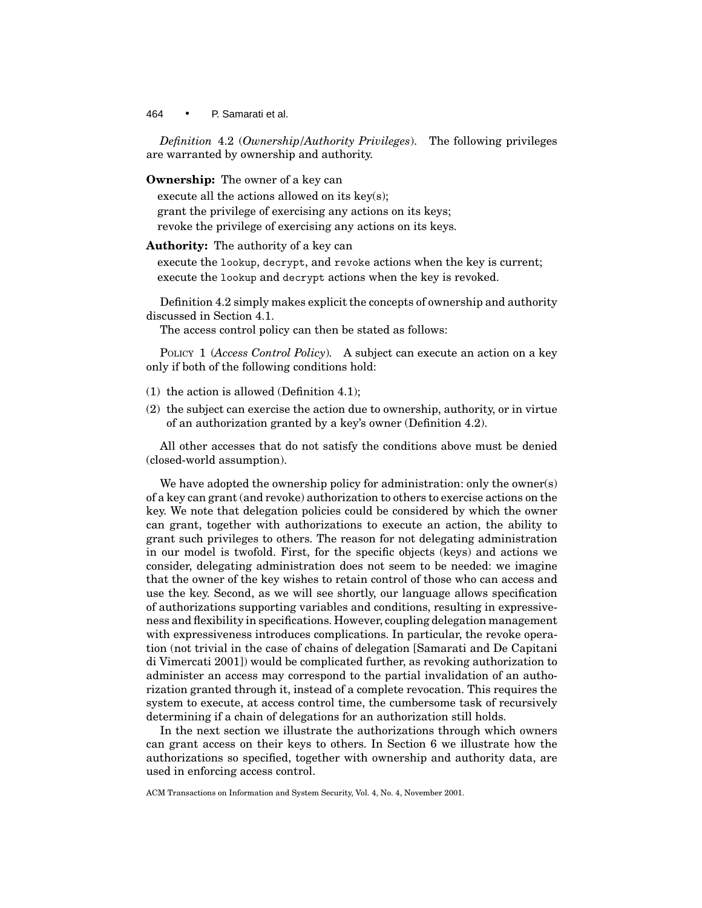*Definition* 4.2 (*Ownership/Authority Privileges*). The following privileges are warranted by ownership and authority.

**Ownership:** The owner of a key can

execute all the actions allowed on its key(s);
grant the privilege of exercising any actions on its keys;
revoke the privilege of exercising any actions on its keys.

**Authority:** The authority of a key can

execute the `lookup`, `decrypt`, and `revoke` actions when the key is current;
execute the `lookup` and `decrypt` actions when the key is revoked.

Definition 4.2 simply makes explicit the concepts of ownership and authority discussed in Section 4.1.

The access control policy can then be stated as follows:

POLICY 1 (*Access Control Policy*). A subject can execute an action on a key only if both of the following conditions hold:

(1) the action is allowed (Definition 4.1);
(2) the subject can exercise the action due to ownership, authority, or in virtue of an authorization granted by a key's owner (Definition 4.2).

All other accesses that do not satisfy the conditions above must be denied (closed-world assumption).

We have adopted the ownership policy for administration: only the owner(s) of a key can grant (and revoke) authorization to others to exercise actions on the key. We note that delegation policies could be considered by which the owner can grant, together with authorizations to execute an action, the ability to grant such privileges to others. The reason for not delegating administration in our model is twofold. First, for the specific objects (keys) and actions we consider, delegating administration does not seem to be needed: we imagine that the owner of the key wishes to retain control of those who can access and use the key. Second, as we will see shortly, our language allows specification of authorizations supporting variables and conditions, resulting in expressiveness and flexibility in specifications. However, coupling delegation management with expressiveness introduces complications. In particular, the revoke operation (not trivial in the case of chains of delegation [Samarati and De Capitani di Vimercati 2001]) would be complicated further, as revoking authorization to administer an access may correspond to the partial invalidation of an authorization granted through it, instead of a complete revocation. This requires the system to execute, at access control time, the cumbersome task of recursively determining if a chain of delegations for an authorization still holds.

In the next section we illustrate the authorizations through which owners can grant access on their keys to others. In Section 6 we illustrate how the authorizations so specified, together with ownership and authority data, are used in enforcing access control.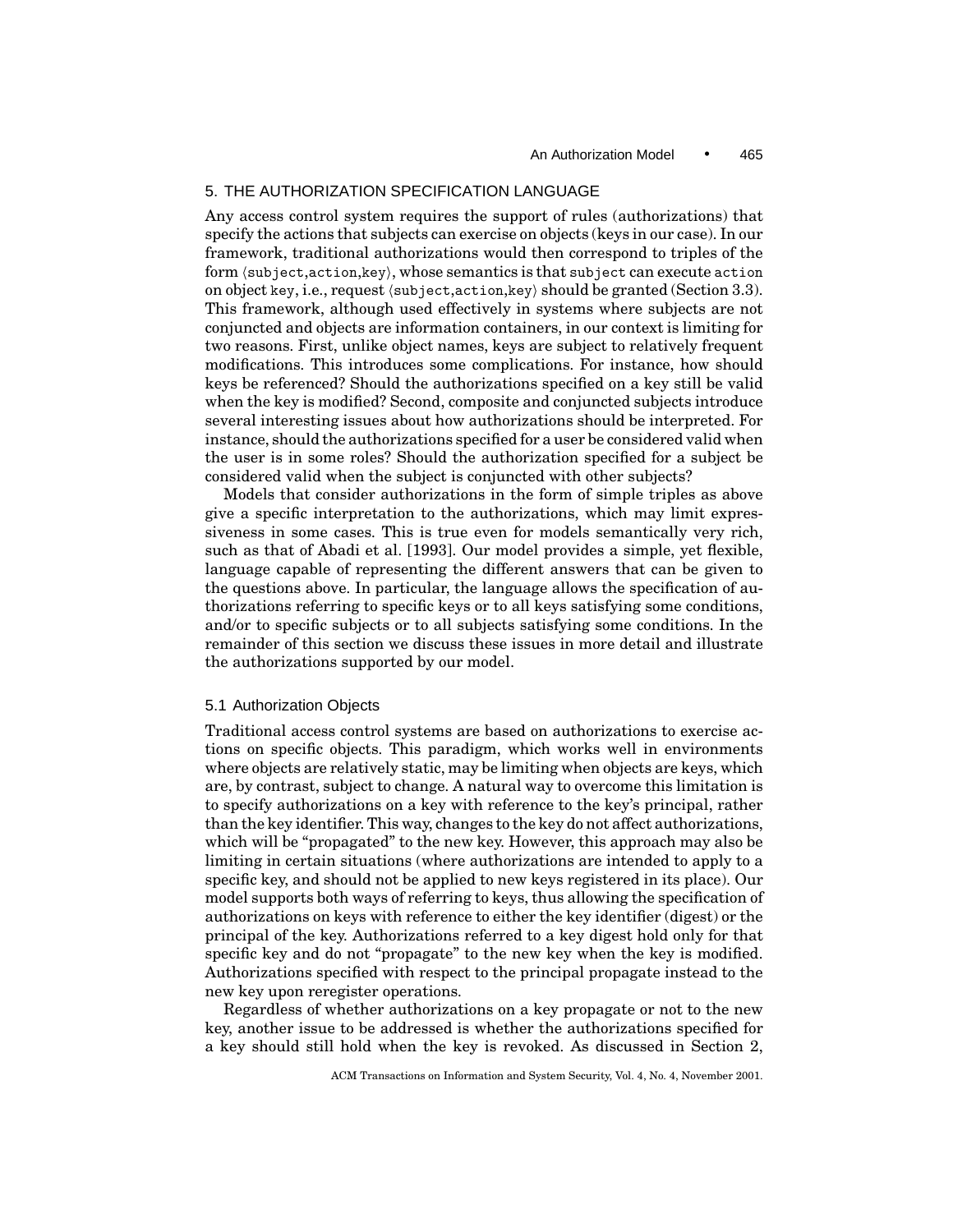## 5. THE AUTHORIZATION SPECIFICATION LANGUAGE

Any access control system requires the support of rules (authorizations) that specify the actions that subjects can exercise on objects (keys in our case). In our framework, traditional authorizations would then correspond to triples of the form ⟨`subject`,`action`,`key`⟩, whose semantics is that `subject` can execute `action` on object `key`, i.e., request ⟨`subject`,`action`,`key`⟩ should be granted (Section 3.3). This framework, although used effectively in systems where subjects are not conjuncted and objects are information containers, in our context is limiting for two reasons. First, unlike object names, keys are subject to relatively frequent modifications. This introduces some complications. For instance, how should keys be referenced? Should the authorizations specified on a key still be valid when the key is modified? Second, composite and conjuncted subjects introduce several interesting issues about how authorizations should be interpreted. For instance, should the authorizations specified for a user be considered valid when the user is in some roles? Should the authorization specified for a subject be considered valid when the subject is conjuncted with other subjects?

Models that consider authorizations in the form of simple triples as above give a specific interpretation to the authorizations, which may limit expressiveness in some cases. This is true even for models semantically very rich, such as that of Abadi et al. [1993]. Our model provides a simple, yet flexible, language capable of representing the different answers that can be given to the questions above. In particular, the language allows the specification of authorizations referring to specific keys or to all keys satisfying some conditions, and/or to specific subjects or to all subjects satisfying some conditions. In the remainder of this section we discuss these issues in more detail and illustrate the authorizations supported by our model.

### 5.1 Authorization Objects

Traditional access control systems are based on authorizations to exercise actions on specific objects. This paradigm, which works well in environments where objects are relatively static, may be limiting when objects are keys, which are, by contrast, subject to change. A natural way to overcome this limitation is to specify authorizations on a key with reference to the key's principal, rather than the key identifier. This way, changes to the key do not affect authorizations, which will be "propagated" to the new key. However, this approach may also be limiting in certain situations (where authorizations are intended to apply to a specific key, and should not be applied to new keys registered in its place). Our model supports both ways of referring to keys, thus allowing the specification of authorizations on keys with reference to either the key identifier (digest) or the principal of the key. Authorizations referred to a key digest hold only for that specific key and do not "propagate" to the new key when the key is modified. Authorizations specified with respect to the principal propagate instead to the new key upon reregister operations.

Regardless of whether authorizations on a key propagate or not to the new key, another issue to be addressed is whether the authorizations specified for a key should still hold when the key is revoked. As discussed in Section 2,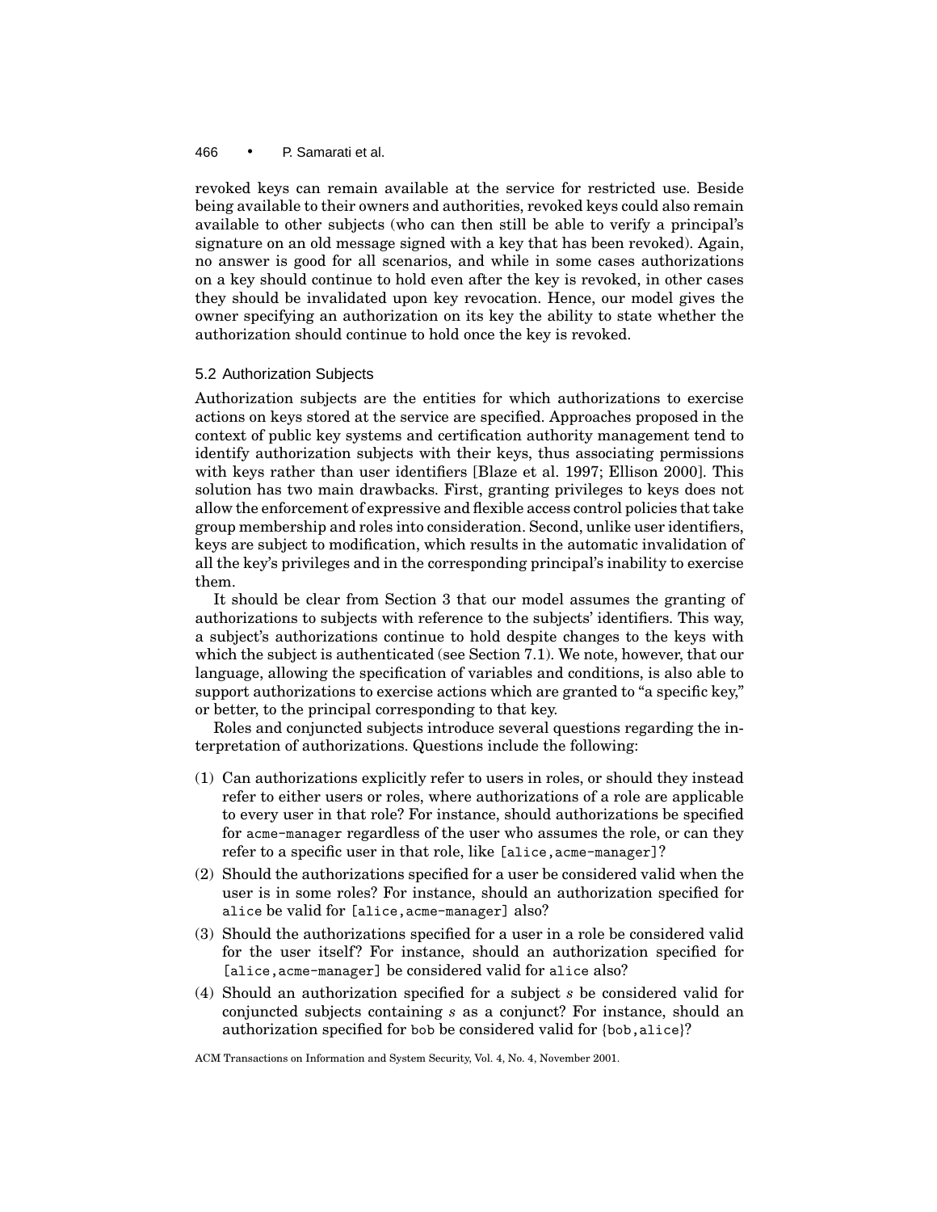revoked keys can remain available at the service for restricted use. Beside being available to their owners and authorities, revoked keys could also remain available to other subjects (who can then still be able to verify a principal's signature on an old message signed with a key that has been revoked). Again, no answer is good for all scenarios, and while in some cases authorizations on a key should continue to hold even after the key is revoked, in other cases they should be invalidated upon key revocation. Hence, our model gives the owner specifying an authorization on its key the ability to state whether the authorization should continue to hold once the key is revoked.

### 5.2 Authorization Subjects

Authorization subjects are the entities for which authorizations to exercise actions on keys stored at the service are specified. Approaches proposed in the context of public key systems and certification authority management tend to identify authorization subjects with their keys, thus associating permissions with keys rather than user identifiers [Blaze et al. 1997; Ellison 2000]. This solution has two main drawbacks. First, granting privileges to keys does not allow the enforcement of expressive and flexible access control policies that take group membership and roles into consideration. Second, unlike user identifiers, keys are subject to modification, which results in the automatic invalidation of all the key's privileges and in the corresponding principal's inability to exercise them.

It should be clear from Section 3 that our model assumes the granting of authorizations to subjects with reference to the subjects' identifiers. This way, a subject's authorizations continue to hold despite changes to the keys with which the subject is authenticated (see Section 7.1). We note, however, that our language, allowing the specification of variables and conditions, is also able to support authorizations to exercise actions which are granted to "a specific key," or better, to the principal corresponding to that key.

Roles and conjuncted subjects introduce several questions regarding the interpretation of authorizations. Questions include the following:

(1) Can authorizations explicitly refer to users in roles, or should they instead refer to either users or roles, where authorizations of a role are applicable to every user in that role? For instance, should authorizations be specified for `acme-manager` regardless of the user who assumes the role, or can they refer to a specific user in that role, like `[alice,acme-manager]`?
(2) Should the authorizations specified for a user be considered valid when the user is in some roles? For instance, should an authorization specified for `alice` be valid for `[alice,acme-manager]` also?
(3) Should the authorizations specified for a user in a role be considered valid for the user itself? For instance, should an authorization specified for `[alice,acme-manager]` be considered valid for `alice` also?
(4) Should an authorization specified for a subject $s$ be considered valid for conjuncted subjects containing $s$ as a conjunct? For instance, should an authorization specified for `bob` be considered valid for `{bob,alice}`?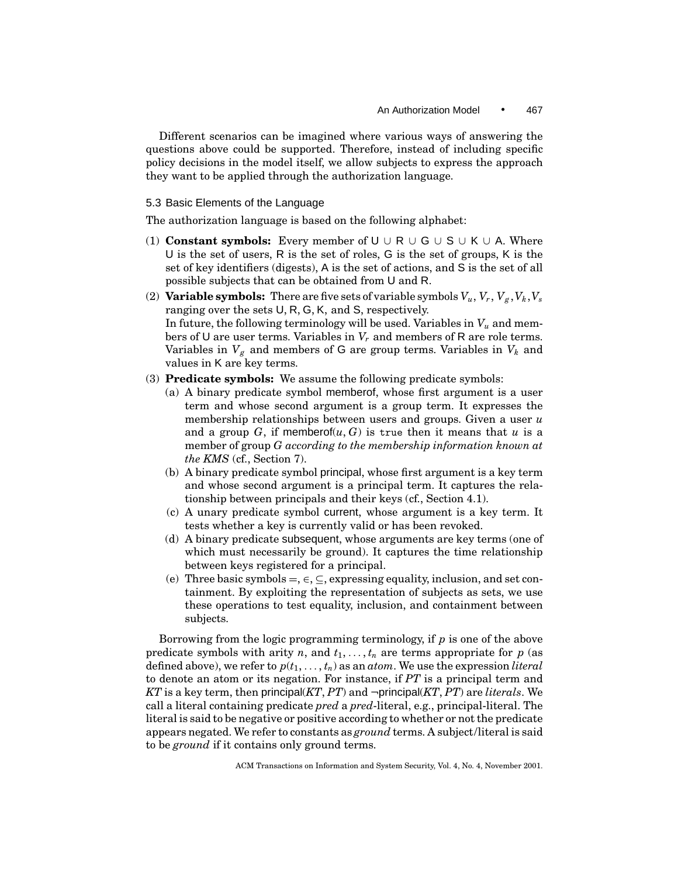Different scenarios can be imagined where various ways of answering the questions above could be supported. Therefore, instead of including specific policy decisions in the model itself, we allow subjects to express the approach they want to be applied through the authorization language.

### 5.3 Basic Elements of the Language

The authorization language is based on the following alphabet:

1. **Constant symbols:** Every member of $\mathsf{U} \cup \mathsf{R} \cup \mathsf{G} \cup \mathsf{S} \cup \mathsf{K} \cup \mathsf{A}$. Where $\mathsf{U}$ is the set of users, $\mathsf{R}$ is the set of roles, $\mathsf{G}$ is the set of groups, $\mathsf{K}$ is the set of key identifiers (digests), $\mathsf{A}$ is the set of actions, and $\mathsf{S}$ is the set of all possible subjects that can be obtained from $\mathsf{U}$ and $\mathsf{R}$.
2. **Variable symbols:** There are five sets of variable symbols $V_u, V_r, V_g, V_k, V_s$ ranging over the sets $\mathsf{U}$, $\mathsf{R}$, $\mathsf{G}$, $\mathsf{K}$, and $\mathsf{S}$, respectively.
   In future, the following terminology will be used. Variables in $V_u$ and members of $\mathsf{U}$ are user terms. Variables in $V_r$ and members of $\mathsf{R}$ are role terms. Variables in $V_g$ and members of $\mathsf{G}$ are group terms. Variables in $V_k$ and values in $\mathsf{K}$ are key terms.
3. **Predicate symbols:** We assume the following predicate symbols:
   (a) A binary predicate symbol memberof, whose first argument is a user term and whose second argument is a group term. It expresses the membership relationships between users and groups. Given a user $u$ and a group $G$, if memberof$(u, G)$ is `true` then it means that $u$ is a member of group $G$ *according to the membership information known at the KMS* (cf., Section 7).
   (b) A binary predicate symbol principal, whose first argument is a key term and whose second argument is a principal term. It captures the relationship between principals and their keys (cf., Section 4.1).
   (c) A unary predicate symbol current, whose argument is a key term. It tests whether a key is currently valid or has been revoked.
   (d) A binary predicate subsequent, whose arguments are key terms (one of which must necessarily be ground). It captures the time relationship between keys registered for a principal.
   (e) Three basic symbols $=, \in, \subseteq$, expressing equality, inclusion, and set containment. By exploiting the representation of subjects as sets, we use these operations to test equality, inclusion, and containment between subjects.

Borrowing from the logic programming terminology, if $p$ is one of the above predicate symbols with arity $n$, and $t_1, \ldots, t_n$ are terms appropriate for $p$ (as defined above), we refer to $p(t_1, \ldots, t_n)$ as an *atom*. We use the expression *literal* to denote an atom or its negation. For instance, if $PT$ is a principal term and $KT$ is a key term, then principal$(KT, PT)$ and $\neg$principal$(KT, PT)$ are *literals*. We call a literal containing predicate *pred* a *pred*-literal, e.g., principal-literal. The literal is said to be negative or positive according to whether or not the predicate appears negated. We refer to constants as *ground* terms. A subject/literal is said to be *ground* if it contains only ground terms.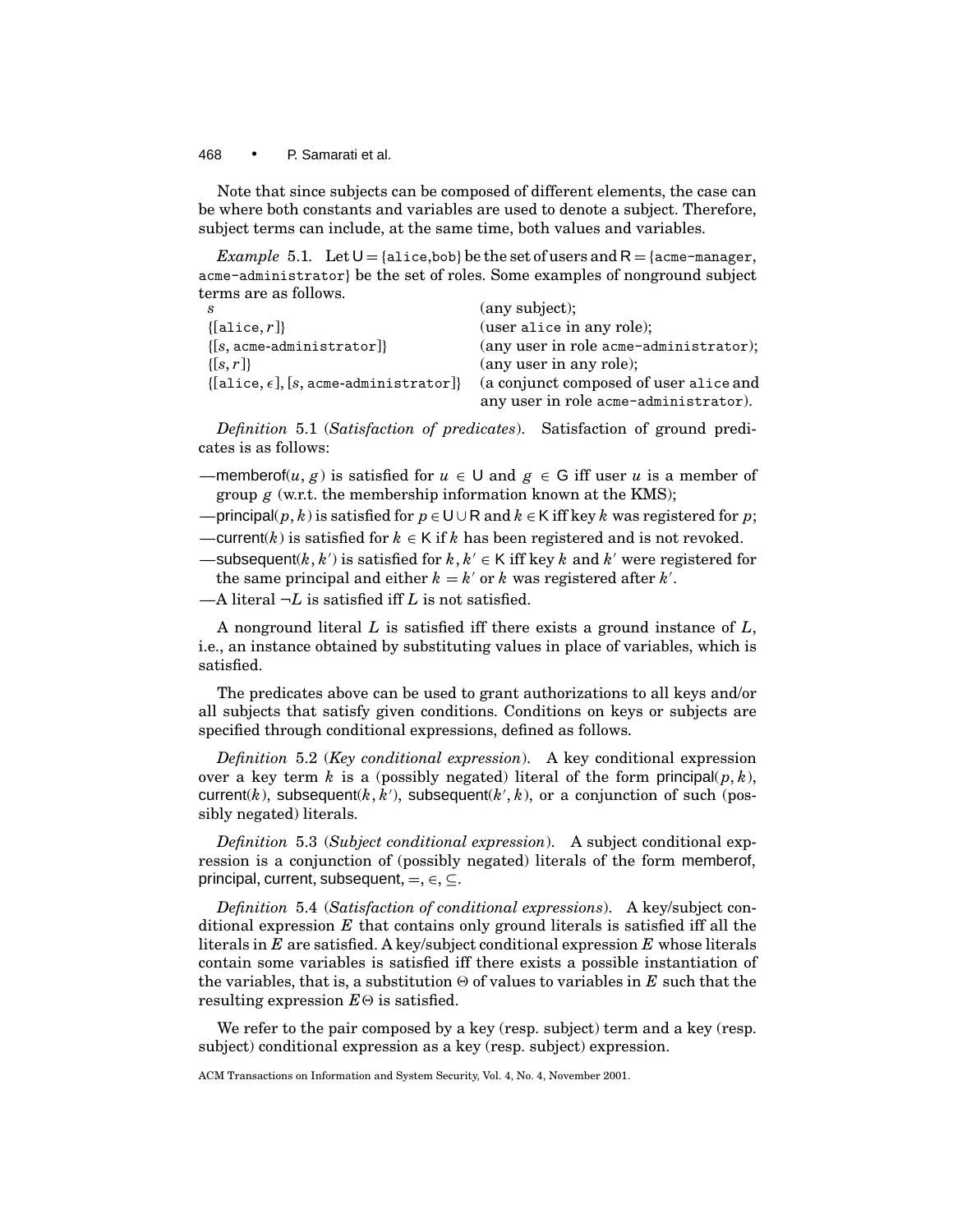Note that since subjects can be composed of different elements, the case can be where both constants and variables are used to denote a subject. Therefore, subject terms can include, at the same time, both values and variables.

*Example* 5.1. Let $\mathsf{U} = \{\texttt{alice},\texttt{bob}\}$ be the set of users and $\mathsf{R} = \{\texttt{acme-manager}, \texttt{acme-administrator}\}$ be the set of roles. Some examples of nonground subject terms are as follows.

| | |
|---|---|
| $s$ | (any subject); |
| $\{[\texttt{alice}, r]\}$ | (user alice in any role); |
| $\{[s, \texttt{acme-administrator}]\}$ | (any user in role acme-administrator); |
| $\{[s, r]\}$ | (any user in any role); |
| $\{[\texttt{alice}, \epsilon], [s, \texttt{acme-administrator}]\}$ | (a conjunct composed of user alice and any user in role acme-administrator). |

*Definition* 5.1 (*Satisfaction of predicates*). Satisfaction of ground predicates is as follows:

—memberof$(u, g)$ is satisfied for $u \in \mathsf{U}$ and $g \in \mathsf{G}$ iff user $u$ is a member of group $g$ (w.r.t. the membership information known at the KMS);

—principal$(p, k)$ is satisfied for $p \in \mathsf{U} \cup \mathsf{R}$ and $k \in \mathsf{K}$ iff key $k$ was registered for $p$;

—current$(k)$ is satisfied for $k \in \mathsf{K}$ if $k$ has been registered and is not revoked.

—subsequent$(k, k')$ is satisfied for $k, k' \in \mathsf{K}$ iff key $k$ and $k'$ were registered for the same principal and either $k = k'$ or $k$ was registered after $k'$.

—A literal $\neg L$ is satisfied iff $L$ is not satisfied.

A nonground literal $L$ is satisfied iff there exists a ground instance of $L$, i.e., an instance obtained by substituting values in place of variables, which is satisfied.

The predicates above can be used to grant authorizations to all keys and/or all subjects that satisfy given conditions. Conditions on keys or subjects are specified through conditional expressions, defined as follows.

*Definition* 5.2 (*Key conditional expression*). A key conditional expression over a key term $k$ is a (possibly negated) literal of the form principal$(p, k)$, current$(k)$, subsequent$(k, k')$, subsequent$(k', k)$, or a conjunction of such (possibly negated) literals.

*Definition* 5.3 (*Subject conditional expression*). A subject conditional expression is a conjunction of (possibly negated) literals of the form memberof, principal, current, subsequent, $=$, $\in$, $\subseteq$.

*Definition* 5.4 (*Satisfaction of conditional expressions*). A key/subject conditional expression $E$ that contains only ground literals is satisfied iff all the literals in $E$ are satisfied. A key/subject conditional expression $E$ whose literals contain some variables is satisfied iff there exists a possible instantiation of the variables, that is, a substitution $\Theta$ of values to variables in $E$ such that the resulting expression $E\Theta$ is satisfied.

We refer to the pair composed by a key (resp. subject) term and a key (resp. subject) conditional expression as a key (resp. subject) expression.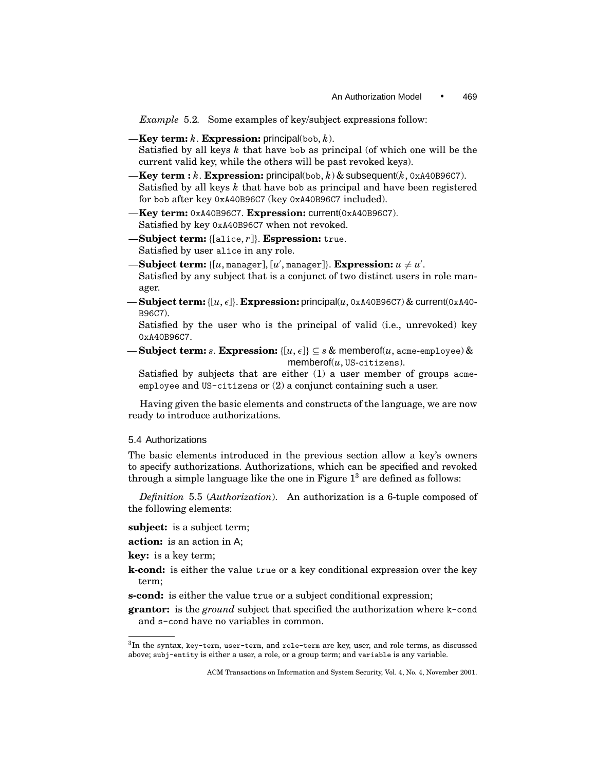*Example* 5.2. Some examples of key/subject expressions follow:

—**Key term:** $k$. **Expression:** principal(bob, $k$).
Satisfied by all keys $k$ that have bob as principal (of which one will be the current valid key, while the others will be past revoked keys).

—**Key term :** $k$. **Expression:** principal(bob, $k$) & subsequent($k$, 0xA40B96C7).
Satisfied by all keys $k$ that have bob as principal and have been registered for bob after key 0xA40B96C7 (key 0xA40B96C7 included).

—**Key term:** 0xA40B96C7. **Expression:** current(0xA40B96C7).
Satisfied by key 0xA40B96C7 when not revoked.

—**Subject term:** {[alice, $r$]}. **Espression:** true.
Satisfied by user alice in any role.

—**Subject term:** {[$u$, manager], [$u'$, manager]}. **Expression:** $u \neq u'$.
Satisfied by any subject that is a conjunct of two distinct users in role manager.

—**Subject term:** {[$u$, $\epsilon$]}. **Expression:** principal($u$, 0xA40B96C7) & current(0xA40-B96C7).
Satisfied by the user who is the principal of valid (i.e., unrevoked) key 0xA40B96C7.

—**Subject term:** $s$. **Expression:** {[$u$, $\epsilon$]} $\subseteq s$ & memberof($u$, acme-employee) & memberof($u$, US-citizens).
Satisfied by subjects that are either (1) a user member of groups acme-employee and US-citizens or (2) a conjunct containing such a user.

Having given the basic elements and constructs of the language, we are now ready to introduce authorizations.

### 5.4 Authorizations

The basic elements introduced in the previous section allow a key's owners to specify authorizations. Authorizations, which can be specified and revoked through a simple language like the one in Figure 1[3] are defined as follows:

*Definition* 5.5 (*Authorization*). An authorization is a 6-tuple composed of the following elements:

**subject:** is a subject term;

**action:** is an action in A;

**key:** is a key term;

**k-cond:** is either the value true or a key conditional expression over the key term;

**s-cond:** is either the value true or a subject conditional expression;

**grantor:** is the *ground* subject that specified the authorization where k-cond and s-cond have no variables in common.

---

[3] In the syntax, key-term, user-term, and role-term are key, user, and role terms, as discussed above; subj-entity is either a user, a role, or a group term; and variable is any variable.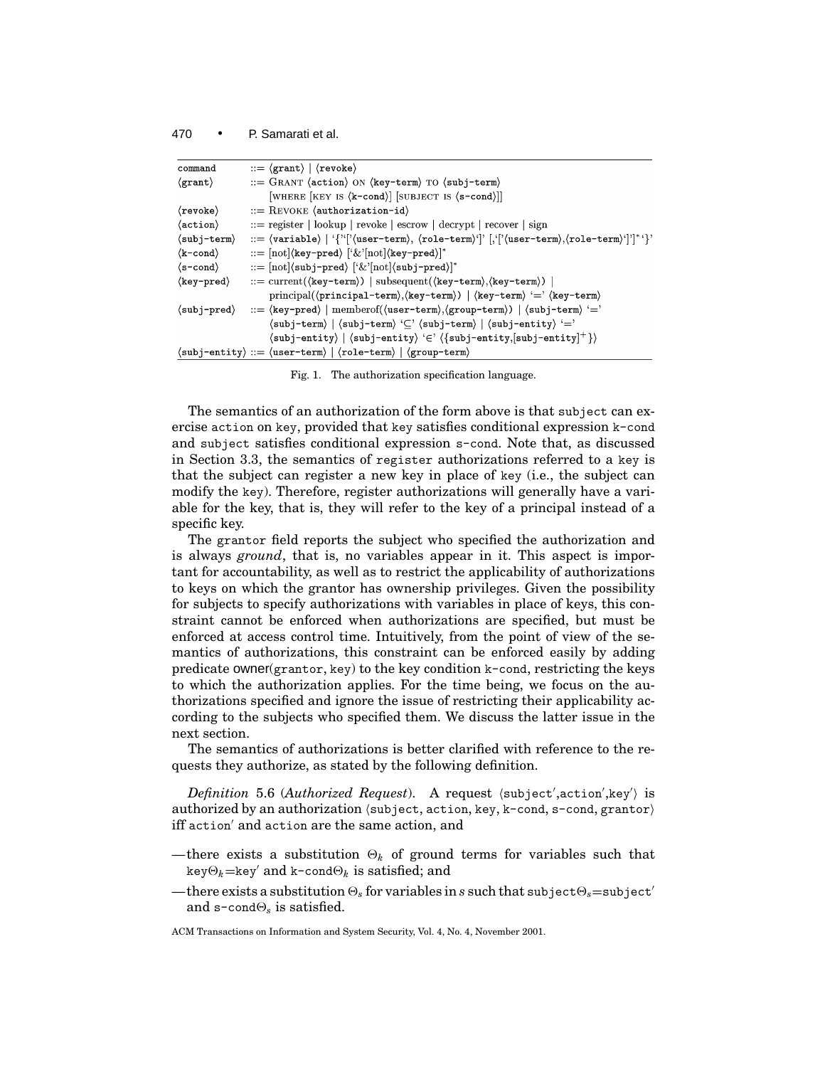```
command        ::= ⟨grant⟩ | ⟨revoke⟩
⟨grant⟩        ::= GRANT ⟨action⟩ ON ⟨key-term⟩ TO ⟨subj-term⟩
                   [WHERE [KEY IS ⟨k-cond⟩] [SUBJECT IS ⟨s-cond⟩]]
⟨revoke⟩       ::= REVOKE ⟨authorization-id⟩
⟨action⟩       ::= register | lookup | revoke | escrow | decrypt | recover | sign
⟨subj-term⟩    ::= ⟨variable⟩ | '{''['⟨user-term⟩, ⟨role-term⟩']' [,'['⟨user-term⟩,⟨role-term⟩']']* '}'
⟨k-cond⟩       ::= [not]⟨key-pred⟩ ['&'[not]⟨key-pred⟩]*
⟨s-cond⟩       ::= [not]⟨subj-pred⟩ ['&'[not]⟨subj-pred⟩]*
⟨key-pred⟩     ::= current(⟨key-term⟩) | subsequent(⟨key-term⟩,⟨key-term⟩) |
                   principal(⟨principal-term⟩,⟨key-term⟩) | ⟨key-term⟩ '=' ⟨key-term⟩
⟨subj-pred⟩    ::= ⟨key-pred⟩ | memberof(⟨user-term⟩,⟨group-term⟩) | ⟨subj-term⟩ '='
                   ⟨subj-term⟩ | ⟨subj-term⟩ '⊂' ⟨subj-term⟩ | ⟨subj-entity⟩ '='
                   ⟨subj-entity⟩ | ⟨subj-entity⟩ '∈' ⟨{subj-entity,[subj-entity]+}⟩
⟨subj-entity⟩  ::= ⟨user-term⟩ | ⟨role-term⟩ | ⟨group-term⟩
```

Fig. 1. The authorization specification language.

The semantics of an authorization of the form above is that subject can exercise action on key, provided that key satisfies conditional expression k-cond and subject satisfies conditional expression s-cond. Note that, as discussed in Section 3.3, the semantics of register authorizations referred to a key is that the subject can register a new key in place of key (i.e., the subject can modify the key). Therefore, register authorizations will generally have a variable for the key, that is, they will refer to the key of a principal instead of a specific key.

The grantor field reports the subject who specified the authorization and is always *ground*, that is, no variables appear in it. This aspect is important for accountability, as well as to restrict the applicability of authorizations to keys on which the grantor has ownership privileges. Given the possibility for subjects to specify authorizations with variables in place of keys, this constraint cannot be enforced when authorizations are specified, but must be enforced at access control time. Intuitively, from the point of view of the semantics of authorizations, this constraint can be enforced easily by adding predicate owner(grantor, key) to the key condition k-cond, restricting the keys to which the authorization applies. For the time being, we focus on the authorizations specified and ignore the issue of restricting their applicability according to the subjects who specified them. We discuss the latter issue in the next section.

The semantics of authorizations is better clarified with reference to the requests they authorize, as stated by the following definition.

*Definition* 5.6 (*Authorized Request*). A request ⟨subject′,action′,key′⟩ is authorized by an authorization ⟨subject, action, key, k-cond, s-cond, grantor⟩ iff action′ and action are the same action, and

— there exists a substitution $\Theta_k$ of ground terms for variables such that key$\Theta_k$=key′ and k-cond$\Theta_k$ is satisfied; and

— there exists a substitution $\Theta_s$ for variables in $s$ such that subject$\Theta_s$=subject′ and s-cond$\Theta_s$ is satisfied.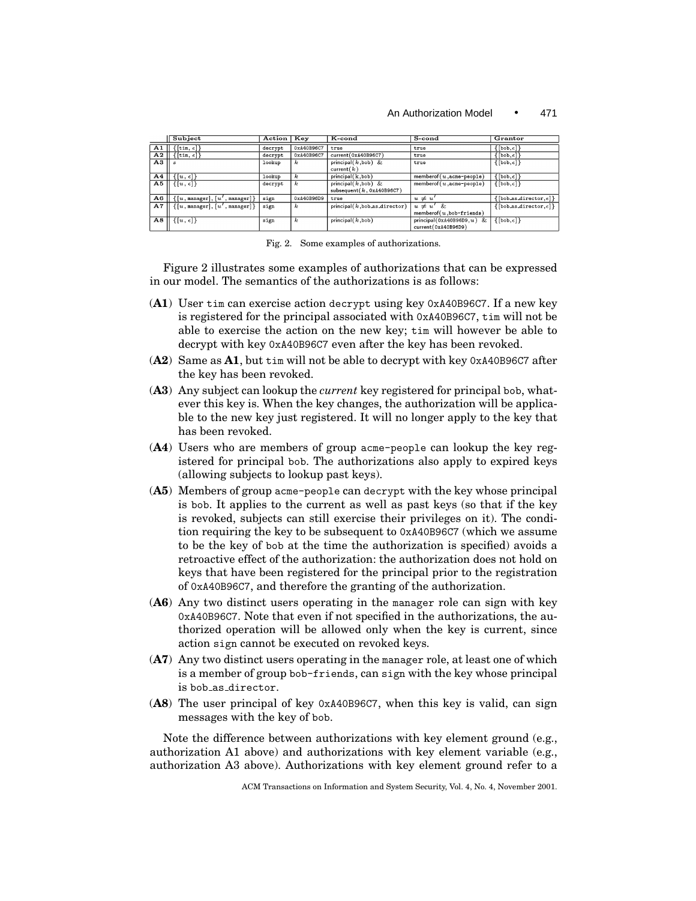|  | Subject | Action | Key | K-cond | S-cond | Grantor |
|---|---|---|---|---|---|---|
| **A1** | $\{[\text{tim}, \epsilon]\}$ | decrypt | 0xA40B96C7 | true | true | $\{[\text{bob}, \epsilon]\}$ |
| **A2** | $\{[\text{tim}, \epsilon]\}$ | decrypt | 0xA40B96C7 | current(0xA40B96C7) | true | $\{[\text{bob}, \epsilon]\}$ |
| **A3** | $s$ | lookup | $k$ | principal($k$,bob) & current($k$) | true | $\{[\text{bob}, \epsilon]\}$ |
| **A4** | $\{[u, \epsilon]\}$ | lookup | $k$ | principal($k$,bob) | memberof($u$,acme-people) | $\{[\text{bob}, \epsilon]\}$ |
| **A5** | $\{[u, \epsilon]\}$ | decrypt | $k$ | principal($k$,bob) & subsequent($k$, 0xA40B96C7) | memberof($u$,acme-people) | $\{[\text{bob}, \epsilon]\}$ |
| **A6** | $\{[u, \text{manager}], [u', \text{manager}]\}$ | sign | 0xA40B96D9 | true | $u \neq u'$ | $\{[\text{bob\_as\_director}, \epsilon]\}$ |
| **A7** | $\{[u, \text{manager}], [u', \text{manager}]\}$ | sign | $k$ | principal($k$,bob_as_director) | $u \neq u'$ & memberof($u$,bob-friends) | $\{[\text{bob\_as\_director}, \epsilon]\}$ |
| **A8** | $\{[u, \epsilon]\}$ | sign | $k$ | principal($k$,bob) | principal(0xA40B96D9,$u$) & current(0xA40B96D9) | $\{[\text{bob}, \epsilon]\}$ |

Fig. 2. Some examples of authorizations.

Figure 2 illustrates some examples of authorizations that can be expressed in our model. The semantics of the authorizations is as follows:

- (**A1**) User tim can exercise action decrypt using key 0xA40B96C7. If a new key is registered for the principal associated with 0xA40B96C7, tim will not be able to exercise the action on the new key; tim will however be able to decrypt with key 0xA40B96C7 even after the key has been revoked.
- (**A2**) Same as **A1**, but tim will not be able to decrypt with key 0xA40B96C7 after the key has been revoked.
- (**A3**) Any subject can lookup the *current* key registered for principal bob, whatever this key is. When the key changes, the authorization will be applicable to the new key just registered. It will no longer apply to the key that has been revoked.
- (**A4**) Users who are members of group acme-people can lookup the key registered for principal bob. The authorizations also apply to expired keys (allowing subjects to lookup past keys).
- (**A5**) Members of group acme-people can decrypt with the key whose principal is bob. It applies to the current as well as past keys (so that if the key is revoked, subjects can still exercise their privileges on it). The condition requiring the key to be subsequent to 0xA40B96C7 (which we assume to be the key of bob at the time the authorization is specified) avoids a retroactive effect of the authorization: the authorization does not hold on keys that have been registered for the principal prior to the registration of 0xA40B96C7, and therefore the granting of the authorization.
- (**A6**) Any two distinct users operating in the manager role can sign with key 0xA40B96C7. Note that even if not specified in the authorizations, the authorized operation will be allowed only when the key is current, since action sign cannot be executed on revoked keys.
- (**A7**) Any two distinct users operating in the manager role, at least one of which is a member of group bob-friends, can sign with the key whose principal is bob_as_director.
- (**A8**) The user principal of key 0xA40B96C7, when this key is valid, can sign messages with the key of bob.

Note the difference between authorizations with key element ground (e.g., authorization A1 above) and authorizations with key element variable (e.g., authorization A3 above). Authorizations with key element ground refer to a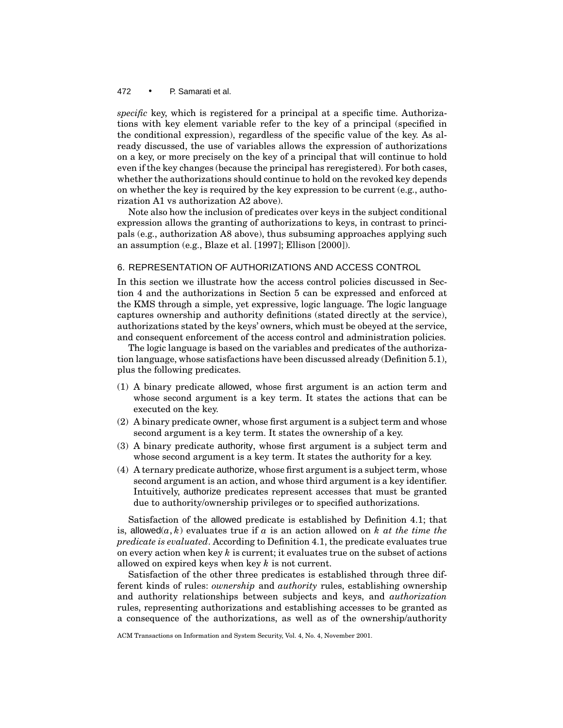*specific* key, which is registered for a principal at a specific time. Authorizations with key element variable refer to the key of a principal (specified in the conditional expression), regardless of the specific value of the key. As already discussed, the use of variables allows the expression of authorizations on a key, or more precisely on the key of a principal that will continue to hold even if the key changes (because the principal has reregistered). For both cases, whether the authorizations should continue to hold on the revoked key depends on whether the key is required by the key expression to be current (e.g., authorization A1 vs authorization A2 above).

Note also how the inclusion of predicates over keys in the subject conditional expression allows the granting of authorizations to keys, in contrast to principals (e.g., authorization A8 above), thus subsuming approaches applying such an assumption (e.g., Blaze et al. [1997]; Ellison [2000]).

## 6. REPRESENTATION OF AUTHORIZATIONS AND ACCESS CONTROL

In this section we illustrate how the access control policies discussed in Section 4 and the authorizations in Section 5 can be expressed and enforced at the KMS through a simple, yet expressive, logic language. The logic language captures ownership and authority definitions (stated directly at the service), authorizations stated by the keys' owners, which must be obeyed at the service, and consequent enforcement of the access control and administration policies.

The logic language is based on the variables and predicates of the authorization language, whose satisfactions have been discussed already (Definition 5.1), plus the following predicates.

1. A binary predicate allowed, whose first argument is an action term and whose second argument is a key term. It states the actions that can be executed on the key.
2. A binary predicate owner, whose first argument is a subject term and whose second argument is a key term. It states the ownership of a key.
3. A binary predicate authority, whose first argument is a subject term and whose second argument is a key term. It states the authority for a key.
4. A ternary predicate authorize, whose first argument is a subject term, whose second argument is an action, and whose third argument is a key identifier. Intuitively, authorize predicates represent accesses that must be granted due to authority/ownership privileges or to specified authorizations.

Satisfaction of the allowed predicate is established by Definition 4.1; that is, allowed$(a, k)$ evaluates true if $a$ is an action allowed on $k$ *at the time the predicate is evaluated*. According to Definition 4.1, the predicate evaluates true on every action when key $k$ is current; it evaluates true on the subset of actions allowed on expired keys when key $k$ is not current.

Satisfaction of the other three predicates is established through three different kinds of rules: *ownership* and *authority* rules, establishing ownership and authority relationships between subjects and keys, and *authorization* rules, representing authorizations and establishing accesses to be granted as a consequence of the authorizations, as well as of the ownership/authority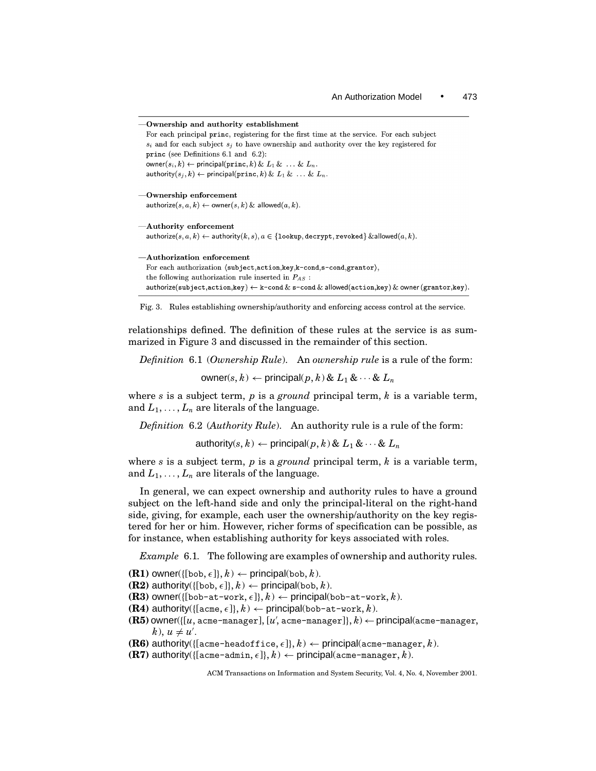—**Ownership and authority establishment**
For each principal `princ`, registering for the first time at the service. For each subject $s_i$ and for each subject $s_j$ to have ownership and authority over the key registered for `princ` (see Definitions 6.1 and 6.2):
$\mathsf{owner}(s_i, k) \leftarrow \mathsf{principal}(\texttt{princ}, k) \,\&\, L_1 \,\&\, \ldots \,\&\, L_n$.
$\mathsf{authority}(s_j, k) \leftarrow \mathsf{principal}(\texttt{princ}, k) \,\&\, L_1 \,\&\, \ldots \,\&\, L_n$.

—**Ownership enforcement**
$\mathsf{authorize}(s, a, k) \leftarrow \mathsf{owner}(s, k) \,\&\, \mathsf{allowed}(a, k)$.

—**Authority enforcement**
$\mathsf{authorize}(s, a, k) \leftarrow \mathsf{authority}(k, s), a \in \{\texttt{lookup}, \texttt{decrypt}, \texttt{revoked}\} \,\&\mathsf{allowed}(a, k)$.

—**Authorization enforcement**
For each authorization $\langle$`subject`,`action`,`key`,`k-cond`,`s-cond`,`grantor`$\rangle$,
the following authorization rule inserted in $P_{AS}$ :
$\mathsf{authorize}(\texttt{subject},\texttt{action},\texttt{key}) \leftarrow \texttt{k-cond} \,\&\, \texttt{s-cond} \,\&\, \mathsf{allowed}(\texttt{action},\texttt{key}) \,\&\, \mathsf{owner}(\texttt{grantor},\texttt{key})$.

Fig. 3. Rules establishing ownership/authority and enforcing access control at the service.

relationships defined. The definition of these rules at the service is as summarized in Figure 3 and discussed in the remainder of this section.

*Definition* 6.1 (*Ownership Rule*). An *ownership rule* is a rule of the form:

$$\mathsf{owner}(s, k) \leftarrow \mathsf{principal}(p, k) \,\&\, L_1 \,\&\, \cdots \,\&\, L_n$$

where $s$ is a subject term, $p$ is a *ground* principal term, $k$ is a variable term, and $L_1, \ldots, L_n$ are literals of the language.

*Definition* 6.2 (*Authority Rule*). An authority rule is a rule of the form:

$$\mathsf{authority}(s, k) \leftarrow \mathsf{principal}(p, k) \,\&\, L_1 \,\&\, \cdots \,\&\, L_n$$

where $s$ is a subject term, $p$ is a *ground* principal term, $k$ is a variable term, and $L_1, \ldots, L_n$ are literals of the language.

In general, we can expect ownership and authority rules to have a ground subject on the left-hand side and only the principal-literal on the right-hand side, giving, for example, each user the ownership/authority on the key registered for her or him. However, richer forms of specification can be possible, as for instance, when establishing authority for keys associated with roles.

*Example* 6.1. The following are examples of ownership and authority rules.

**(R1)** $\mathsf{owner}(\{[\texttt{bob}, \epsilon]\}, k) \leftarrow \mathsf{principal}(\texttt{bob}, k)$.
**(R2)** $\mathsf{authority}(\{[\texttt{bob}, \epsilon]\}, k) \leftarrow \mathsf{principal}(\texttt{bob}, k)$.
**(R3)** $\mathsf{owner}(\{[\texttt{bob-at-work}, \epsilon]\}, k) \leftarrow \mathsf{principal}(\texttt{bob-at-work}, k)$.
**(R4)** $\mathsf{authority}(\{[\texttt{acme}, \epsilon]\}, k) \leftarrow \mathsf{principal}(\texttt{bob-at-work}, k)$.
**(R5)** $\mathsf{owner}(\{[u, \texttt{acme-manager}], [u', \texttt{acme-manager}]\}, k) \leftarrow \mathsf{principal}(\texttt{acme-manager}, k),\; u \neq u'$.
**(R6)** $\mathsf{authority}(\{[\texttt{acme-headoffice}, \epsilon]\}, k) \leftarrow \mathsf{principal}(\texttt{acme-manager}, k)$.
**(R7)** $\mathsf{authority}(\{[\texttt{acme-admin}, \epsilon]\}, k) \leftarrow \mathsf{principal}(\texttt{acme-manager}, k)$.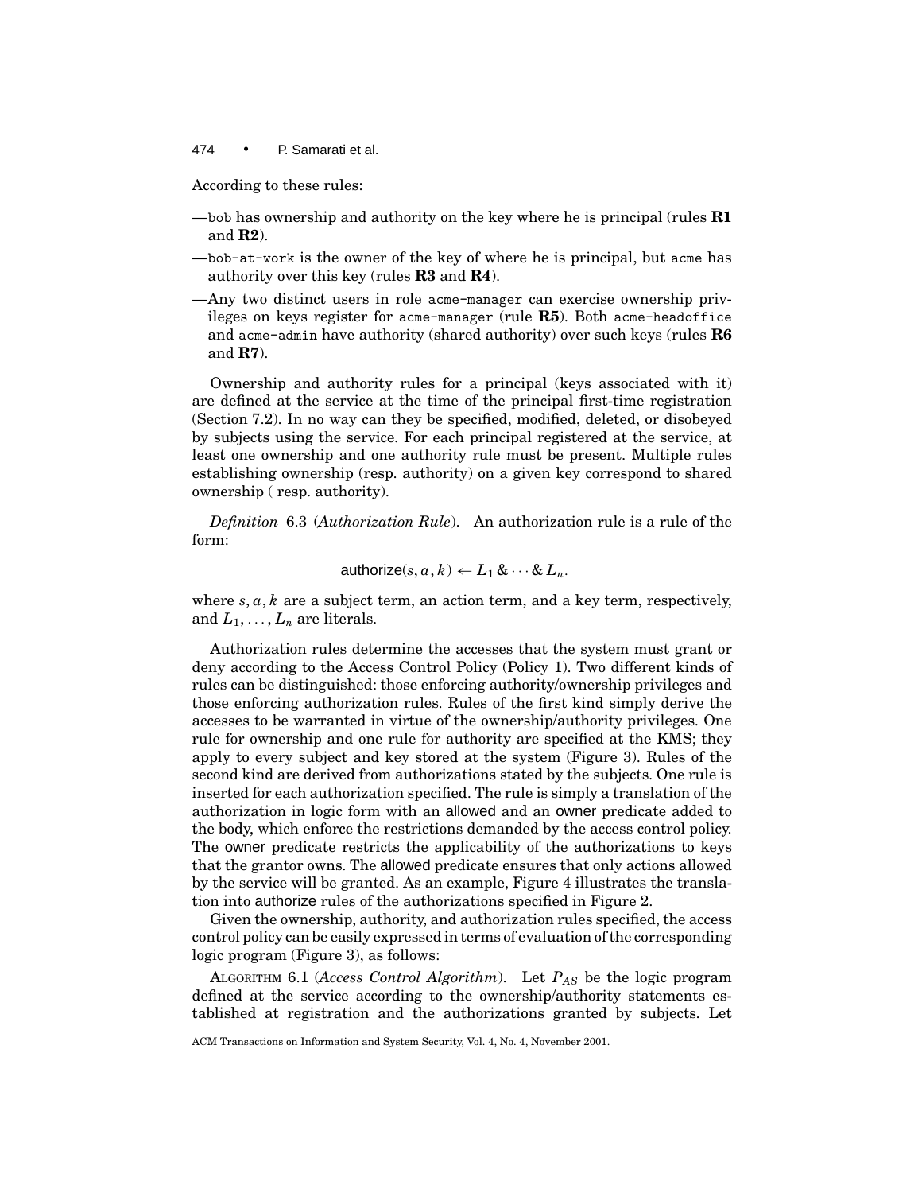According to these rules:

—bob has ownership and authority on the key where he is principal (rules **R1** and **R2**).

—bob-at-work is the owner of the key of where he is principal, but acme has authority over this key (rules **R3** and **R4**).

—Any two distinct users in role acme-manager can exercise ownership privileges on keys register for acme-manager (rule **R5**). Both acme-headoffice and acme-admin have authority (shared authority) over such keys (rules **R6** and **R7**).

Ownership and authority rules for a principal (keys associated with it) are defined at the service at the time of the principal first-time registration (Section 7.2). In no way can they be specified, modified, deleted, or disobeyed by subjects using the service. For each principal registered at the service, at least one ownership and one authority rule must be present. Multiple rules establishing ownership (resp. authority) on a given key correspond to shared ownership ( resp. authority).

*Definition* 6.3 (*Authorization Rule*). An authorization rule is a rule of the form:

$$\text{authorize}(s, a, k) \leftarrow L_1 \,\&\, \cdots \,\&\, L_n.$$

where $s, a, k$ are a subject term, an action term, and a key term, respectively, and $L_1, \ldots, L_n$ are literals.

Authorization rules determine the accesses that the system must grant or deny according to the Access Control Policy (Policy 1). Two different kinds of rules can be distinguished: those enforcing authority/ownership privileges and those enforcing authorization rules. Rules of the first kind simply derive the accesses to be warranted in virtue of the ownership/authority privileges. One rule for ownership and one rule for authority are specified at the KMS; they apply to every subject and key stored at the system (Figure 3). Rules of the second kind are derived from authorizations stated by the subjects. One rule is inserted for each authorization specified. The rule is simply a translation of the authorization in logic form with an allowed and an owner predicate added to the body, which enforce the restrictions demanded by the access control policy. The owner predicate restricts the applicability of the authorizations to keys that the grantor owns. The allowed predicate ensures that only actions allowed by the service will be granted. As an example, Figure 4 illustrates the translation into authorize rules of the authorizations specified in Figure 2.

Given the ownership, authority, and authorization rules specified, the access control policy can be easily expressed in terms of evaluation of the corresponding logic program (Figure 3), as follows:

ALGORITHM 6.1 (*Access Control Algorithm*). Let $P_{AS}$ be the logic program defined at the service according to the ownership/authority statements established at registration and the authorizations granted by subjects. Let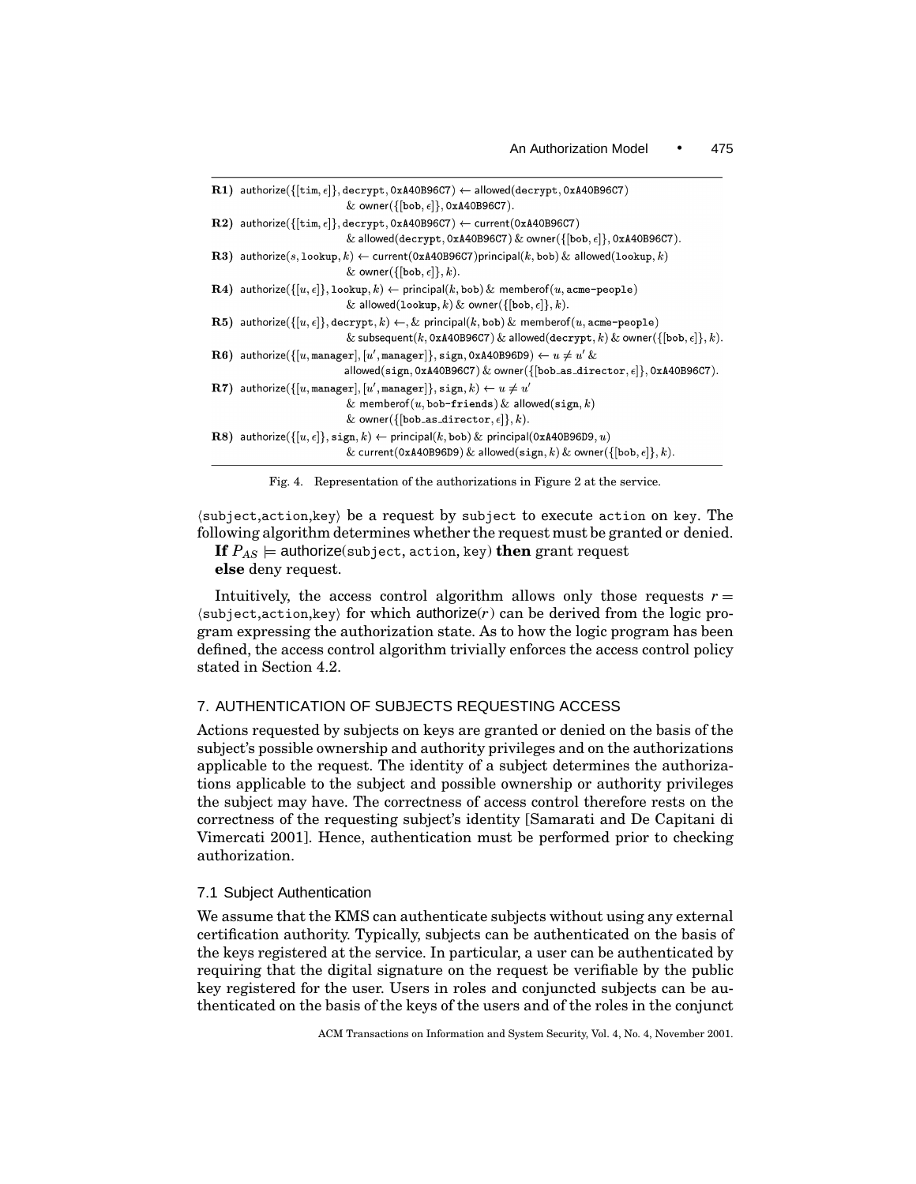**R1)** $\mathsf{authorize}(\{[\mathtt{tim}, \epsilon]\}, \mathtt{decrypt}, \mathtt{0xA40B96C7}) \leftarrow \mathsf{allowed}(\mathtt{decrypt}, \mathtt{0xA40B96C7})$
$\quad\quad \& \ \mathsf{owner}(\{[\mathtt{bob}, \epsilon]\}, \mathtt{0xA40B96C7}).$

**R2)** $\mathsf{authorize}(\{[\mathtt{tim}, \epsilon]\}, \mathtt{decrypt}, \mathtt{0xA40B96C7}) \leftarrow \mathsf{current}(\mathtt{0xA40B96C7})$
$\quad\quad \& \ \mathsf{allowed}(\mathtt{decrypt}, \mathtt{0xA40B96C7}) \ \& \ \mathsf{owner}(\{[\mathtt{bob}, \epsilon]\}, \mathtt{0xA40B96C7}).$

**R3)** $\mathsf{authorize}(s, \mathtt{lookup}, k) \leftarrow \mathsf{current}(\mathtt{0xA40B96C7})\mathsf{principal}(k, \mathtt{bob}) \ \& \ \mathsf{allowed}(\mathtt{lookup}, k)$
$\quad\quad \& \ \mathsf{owner}(\{[\mathtt{bob}, \epsilon]\}, k).$

**R4)** $\mathsf{authorize}(\{[u, \epsilon]\}, \mathtt{lookup}, k) \leftarrow \mathsf{principal}(k, \mathtt{bob}) \ \& \ \mathsf{memberof}(u, \mathtt{acme\text{-}people})$
$\quad\quad \& \ \mathsf{allowed}(\mathtt{lookup}, k) \ \& \ \mathsf{owner}(\{[\mathtt{bob}, \epsilon]\}, k).$

**R5)** $\mathsf{authorize}(\{[u, \epsilon]\}, \mathtt{decrypt}, k) \leftarrow, \& \ \mathsf{principal}(k, \mathtt{bob}) \ \& \ \mathsf{memberof}(u, \mathtt{acme\text{-}people})$
$\quad\quad \& \ \mathsf{subsequent}(k, \mathtt{0xA40B96C7}) \ \& \ \mathsf{allowed}(\mathtt{decrypt}, k) \ \& \ \mathsf{owner}(\{[\mathtt{bob}, \epsilon]\}, k).$

**R6)** $\mathsf{authorize}(\{[u, \mathtt{manager}], [u', \mathtt{manager}]\}, \mathtt{sign}, \mathtt{0xA40B96D9}) \leftarrow u \neq u' \ \&$
$\quad\quad \mathsf{allowed}(\mathtt{sign}, \mathtt{0xA40B96C7}) \ \& \ \mathsf{owner}(\{[\mathtt{bob\_as\_director}, \epsilon]\}, \mathtt{0xA40B96C7}).$

**R7)** $\mathsf{authorize}(\{[u, \mathtt{manager}], [u', \mathtt{manager}]\}, \mathtt{sign}, k) \leftarrow u \neq u'$
$\quad\quad \& \ \mathsf{memberof}(u, \mathtt{bob\text{-}friends}) \ \& \ \mathsf{allowed}(\mathtt{sign}, k)$
$\quad\quad \& \ \mathsf{owner}(\{[\mathtt{bob\_as\_director}, \epsilon]\}, k).$

**R8)** $\mathsf{authorize}(\{[u, \epsilon]\}, \mathtt{sign}, k) \leftarrow \mathsf{principal}(k, \mathtt{bob}) \ \& \ \mathsf{principal}(\mathtt{0xA40B96D9}, u)$
$\quad\quad \& \ \mathsf{current}(\mathtt{0xA40B96D9}) \ \& \ \mathsf{allowed}(\mathtt{sign}, k) \ \& \ \mathsf{owner}(\{[\mathtt{bob}, \epsilon]\}, k).$

Fig. 4. Representation of the authorizations in Figure 2 at the service.

⟨subject,action,key⟩ be a request by subject to execute action on key. The following algorithm determines whether the request must be granted or denied.

**If** $P_{AS} \models$ authorize(subject, action, key) **then** grant request
**else** deny request.

Intuitively, the access control algorithm allows only those requests $r =$ ⟨subject,action,key⟩ for which authorize($r$) can be derived from the logic program expressing the authorization state. As to how the logic program has been defined, the access control algorithm trivially enforces the access control policy stated in Section 4.2.

## 7. AUTHENTICATION OF SUBJECTS REQUESTING ACCESS

Actions requested by subjects on keys are granted or denied on the basis of the subject's possible ownership and authority privileges and on the authorizations applicable to the request. The identity of a subject determines the authorizations applicable to the subject and possible ownership or authority privileges the subject may have. The correctness of access control therefore rests on the correctness of the requesting subject's identity [Samarati and De Capitani di Vimercati 2001]. Hence, authentication must be performed prior to checking authorization.

### 7.1 Subject Authentication

We assume that the KMS can authenticate subjects without using any external certification authority. Typically, subjects can be authenticated on the basis of the keys registered at the service. In particular, a user can be authenticated by requiring that the digital signature on the request be verifiable by the public key registered for the user. Users in roles and conjuncted subjects can be authenticated on the basis of the keys of the users and of the roles in the conjunct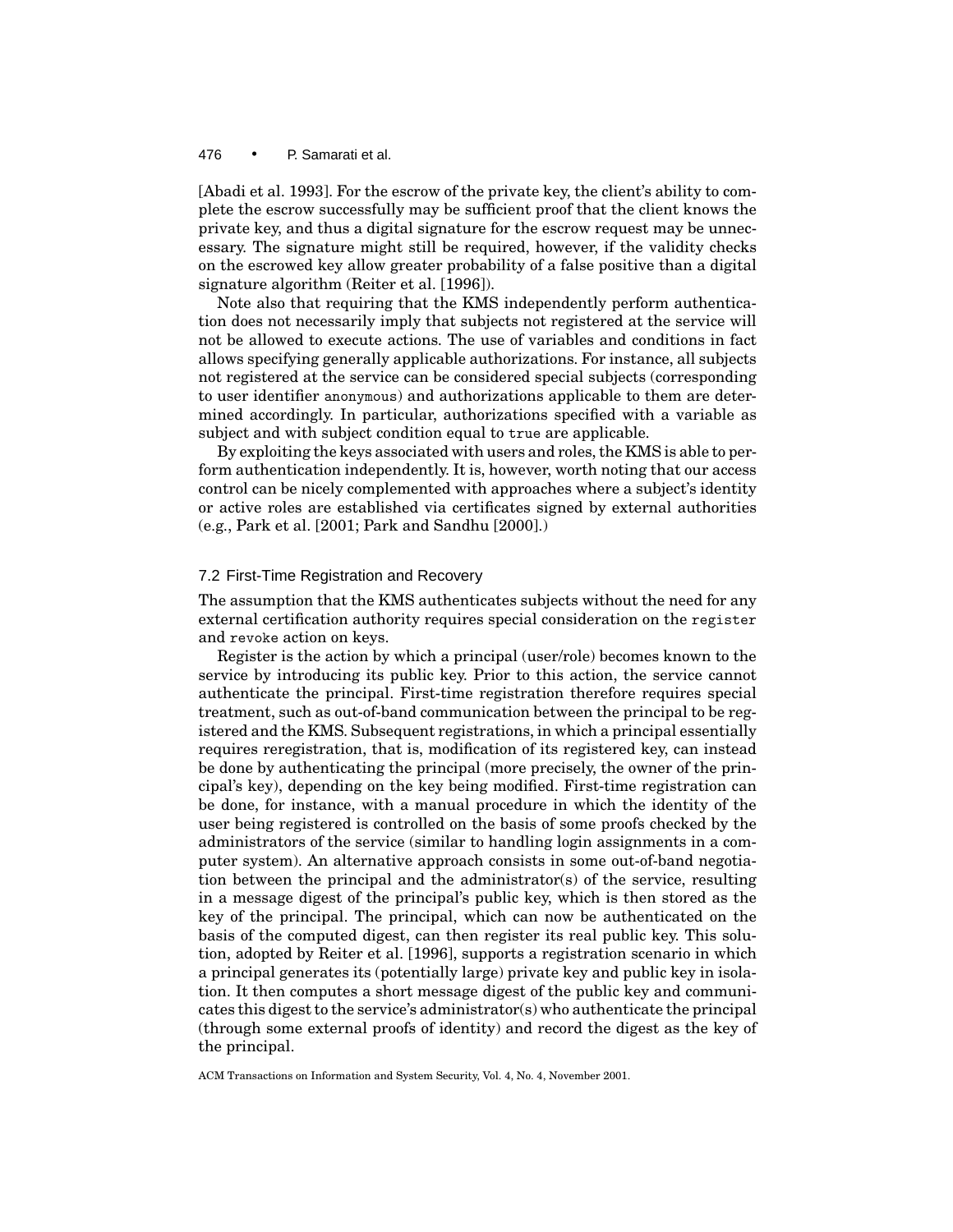[Abadi et al. 1993]. For the escrow of the private key, the client's ability to complete the escrow successfully may be sufficient proof that the client knows the private key, and thus a digital signature for the escrow request may be unnecessary. The signature might still be required, however, if the validity checks on the escrowed key allow greater probability of a false positive than a digital signature algorithm (Reiter et al. [1996]).

Note also that requiring that the KMS independently perform authentication does not necessarily imply that subjects not registered at the service will not be allowed to execute actions. The use of variables and conditions in fact allows specifying generally applicable authorizations. For instance, all subjects not registered at the service can be considered special subjects (corresponding to user identifier `anonymous`) and authorizations applicable to them are determined accordingly. In particular, authorizations specified with a variable as subject and with subject condition equal to `true` are applicable.

By exploiting the keys associated with users and roles, the KMS is able to perform authentication independently. It is, however, worth noting that our access control can be nicely complemented with approaches where a subject's identity or active roles are established via certificates signed by external authorities (e.g., Park et al. [2001; Park and Sandhu [2000].)

### 7.2 First-Time Registration and Recovery

The assumption that the KMS authenticates subjects without the need for any external certification authority requires special consideration on the `register` and `revoke` action on keys.

Register is the action by which a principal (user/role) becomes known to the service by introducing its public key. Prior to this action, the service cannot authenticate the principal. First-time registration therefore requires special treatment, such as out-of-band communication between the principal to be registered and the KMS. Subsequent registrations, in which a principal essentially requires reregistration, that is, modification of its registered key, can instead be done by authenticating the principal (more precisely, the owner of the principal's key), depending on the key being modified. First-time registration can be done, for instance, with a manual procedure in which the identity of the user being registered is controlled on the basis of some proofs checked by the administrators of the service (similar to handling login assignments in a computer system). An alternative approach consists in some out-of-band negotiation between the principal and the administrator(s) of the service, resulting in a message digest of the principal's public key, which is then stored as the key of the principal. The principal, which can now be authenticated on the basis of the computed digest, can then register its real public key. This solution, adopted by Reiter et al. [1996], supports a registration scenario in which a principal generates its (potentially large) private key and public key in isolation. It then computes a short message digest of the public key and communicates this digest to the service's administrator(s) who authenticate the principal (through some external proofs of identity) and record the digest as the key of the principal.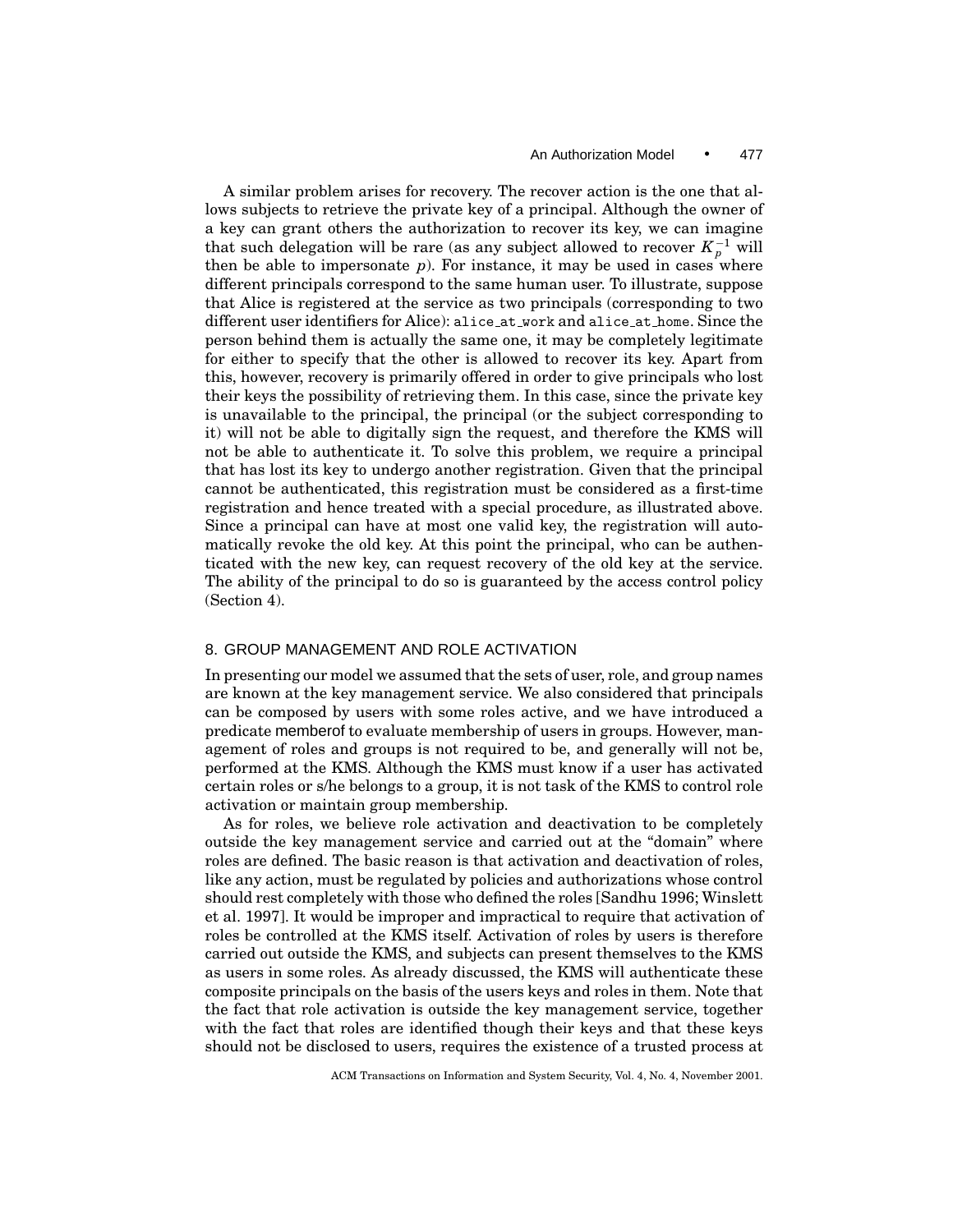A similar problem arises for recovery. The recover action is the one that allows subjects to retrieve the private key of a principal. Although the owner of a key can grant others the authorization to recover its key, we can imagine that such delegation will be rare (as any subject allowed to recover $K_p^{-1}$ will then be able to impersonate $p$). For instance, it may be used in cases where different principals correspond to the same human user. To illustrate, suppose that Alice is registered at the service as two principals (corresponding to two different user identifiers for Alice): alice_at_work and alice_at_home. Since the person behind them is actually the same one, it may be completely legitimate for either to specify that the other is allowed to recover its key. Apart from this, however, recovery is primarily offered in order to give principals who lost their keys the possibility of retrieving them. In this case, since the private key is unavailable to the principal, the principal (or the subject corresponding to it) will not be able to digitally sign the request, and therefore the KMS will not be able to authenticate it. To solve this problem, we require a principal that has lost its key to undergo another registration. Given that the principal cannot be authenticated, this registration must be considered as a first-time registration and hence treated with a special procedure, as illustrated above. Since a principal can have at most one valid key, the registration will automatically revoke the old key. At this point the principal, who can be authenticated with the new key, can request recovery of the old key at the service. The ability of the principal to do so is guaranteed by the access control policy (Section 4).

## 8. GROUP MANAGEMENT AND ROLE ACTIVATION

In presenting our model we assumed that the sets of user, role, and group names are known at the key management service. We also considered that principals can be composed by users with some roles active, and we have introduced a predicate memberof to evaluate membership of users in groups. However, management of roles and groups is not required to be, and generally will not be, performed at the KMS. Although the KMS must know if a user has activated certain roles or s/he belongs to a group, it is not task of the KMS to control role activation or maintain group membership.

As for roles, we believe role activation and deactivation to be completely outside the key management service and carried out at the "domain" where roles are defined. The basic reason is that activation and deactivation of roles, like any action, must be regulated by policies and authorizations whose control should rest completely with those who defined the roles [Sandhu 1996; Winslett et al. 1997]. It would be improper and impractical to require that activation of roles be controlled at the KMS itself. Activation of roles by users is therefore carried out outside the KMS, and subjects can present themselves to the KMS as users in some roles. As already discussed, the KMS will authenticate these composite principals on the basis of the users keys and roles in them. Note that the fact that role activation is outside the key management service, together with the fact that roles are identified though their keys and that these keys should not be disclosed to users, requires the existence of a trusted process at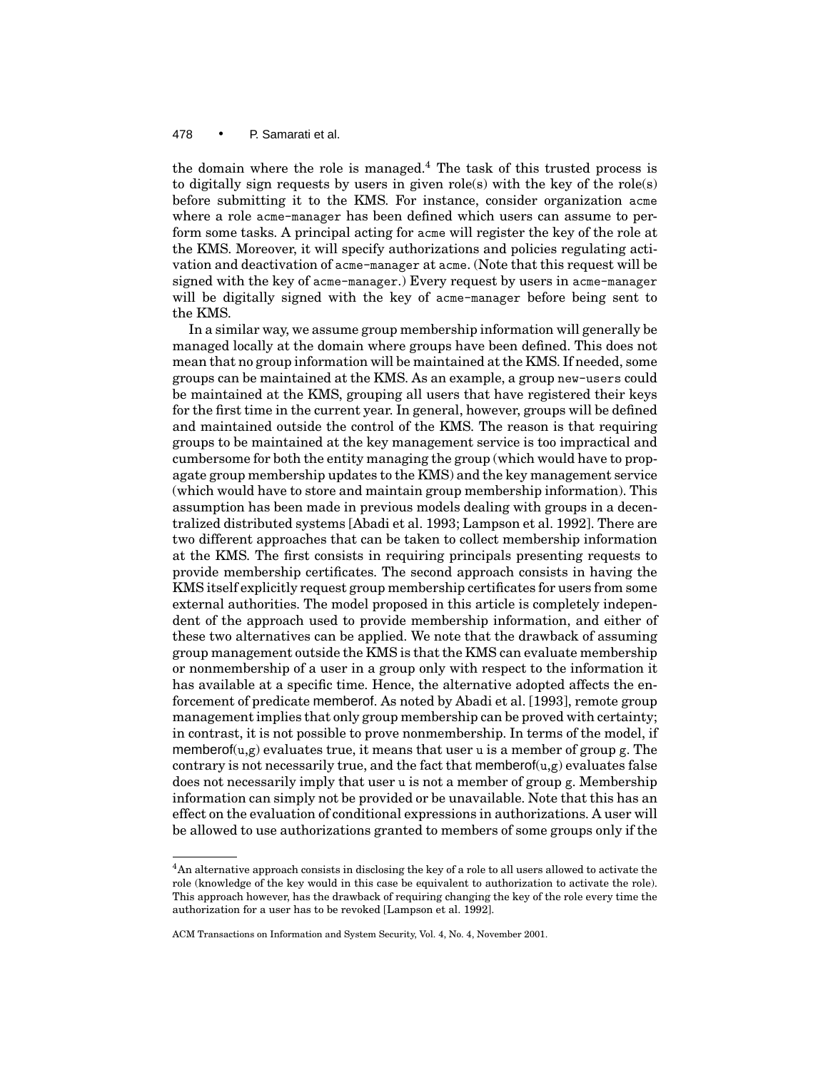the domain where the role is managed.[4] The task of this trusted process is to digitally sign requests by users in given role(s) with the key of the role(s) before submitting it to the KMS. For instance, consider organization acme where a role acme-manager has been defined which users can assume to perform some tasks. A principal acting for acme will register the key of the role at the KMS. Moreover, it will specify authorizations and policies regulating activation and deactivation of acme-manager at acme. (Note that this request will be signed with the key of acme-manager.) Every request by users in acme-manager will be digitally signed with the key of acme-manager before being sent to the KMS.

In a similar way, we assume group membership information will generally be managed locally at the domain where groups have been defined. This does not mean that no group information will be maintained at the KMS. If needed, some groups can be maintained at the KMS. As an example, a group new-users could be maintained at the KMS, grouping all users that have registered their keys for the first time in the current year. In general, however, groups will be defined and maintained outside the control of the KMS. The reason is that requiring groups to be maintained at the key management service is too impractical and cumbersome for both the entity managing the group (which would have to propagate group membership updates to the KMS) and the key management service (which would have to store and maintain group membership information). This assumption has been made in previous models dealing with groups in a decentralized distributed systems [Abadi et al. 1993; Lampson et al. 1992]. There are two different approaches that can be taken to collect membership information at the KMS. The first consists in requiring principals presenting requests to provide membership certificates. The second approach consists in having the KMS itself explicitly request group membership certificates for users from some external authorities. The model proposed in this article is completely independent of the approach used to provide membership information, and either of these two alternatives can be applied. We note that the drawback of assuming group management outside the KMS is that the KMS can evaluate membership or nonmembership of a user in a group only with respect to the information it has available at a specific time. Hence, the alternative adopted affects the enforcement of predicate memberof. As noted by Abadi et al. [1993], remote group management implies that only group membership can be proved with certainty; in contrast, it is not possible to prove nonmembership. In terms of the model, if memberof(u,g) evaluates true, it means that user u is a member of group g. The contrary is not necessarily true, and the fact that memberof(u,g) evaluates false does not necessarily imply that user u is not a member of group g. Membership information can simply not be provided or be unavailable. Note that this has an effect on the evaluation of conditional expressions in authorizations. A user will be allowed to use authorizations granted to members of some groups only if the

[4] An alternative approach consists in disclosing the key of a role to all users allowed to activate the role (knowledge of the key would in this case be equivalent to authorization to activate the role). This approach however, has the drawback of requiring changing the key of the role every time the authorization for a user has to be revoked [Lampson et al. 1992].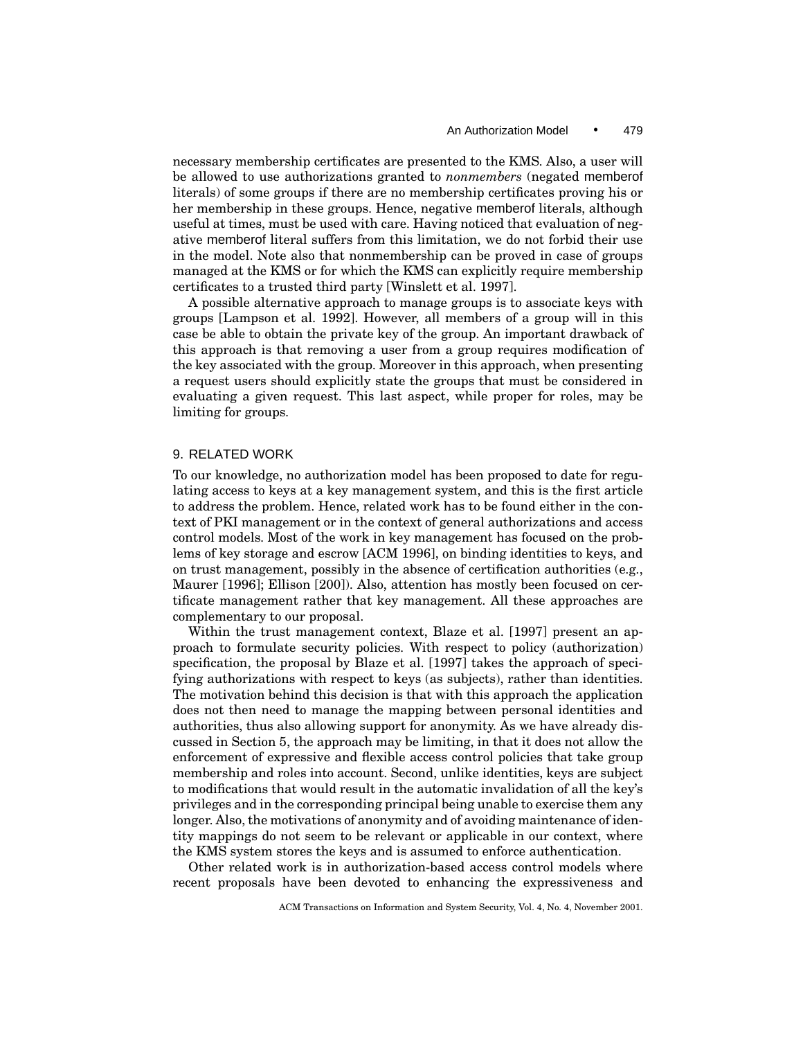necessary membership certificates are presented to the KMS. Also, a user will be allowed to use authorizations granted to *nonmembers* (negated memberof literals) of some groups if there are no membership certificates proving his or her membership in these groups. Hence, negative memberof literals, although useful at times, must be used with care. Having noticed that evaluation of negative memberof literal suffers from this limitation, we do not forbid their use in the model. Note also that nonmembership can be proved in case of groups managed at the KMS or for which the KMS can explicitly require membership certificates to a trusted third party [Winslett et al. 1997].

A possible alternative approach to manage groups is to associate keys with groups [Lampson et al. 1992]. However, all members of a group will in this case be able to obtain the private key of the group. An important drawback of this approach is that removing a user from a group requires modification of the key associated with the group. Moreover in this approach, when presenting a request users should explicitly state the groups that must be considered in evaluating a given request. This last aspect, while proper for roles, may be limiting for groups.

## 9. RELATED WORK

To our knowledge, no authorization model has been proposed to date for regulating access to keys at a key management system, and this is the first article to address the problem. Hence, related work has to be found either in the context of PKI management or in the context of general authorizations and access control models. Most of the work in key management has focused on the problems of key storage and escrow [ACM 1996], on binding identities to keys, and on trust management, possibly in the absence of certification authorities (e.g., Maurer [1996]; Ellison [200]). Also, attention has mostly been focused on certificate management rather that key management. All these approaches are complementary to our proposal.

Within the trust management context, Blaze et al. [1997] present an approach to formulate security policies. With respect to policy (authorization) specification, the proposal by Blaze et al. [1997] takes the approach of specifying authorizations with respect to keys (as subjects), rather than identities. The motivation behind this decision is that with this approach the application does not then need to manage the mapping between personal identities and authorities, thus also allowing support for anonymity. As we have already discussed in Section 5, the approach may be limiting, in that it does not allow the enforcement of expressive and flexible access control policies that take group membership and roles into account. Second, unlike identities, keys are subject to modifications that would result in the automatic invalidation of all the key's privileges and in the corresponding principal being unable to exercise them any longer. Also, the motivations of anonymity and of avoiding maintenance of identity mappings do not seem to be relevant or applicable in our context, where the KMS system stores the keys and is assumed to enforce authentication.

Other related work is in authorization-based access control models where recent proposals have been devoted to enhancing the expressiveness and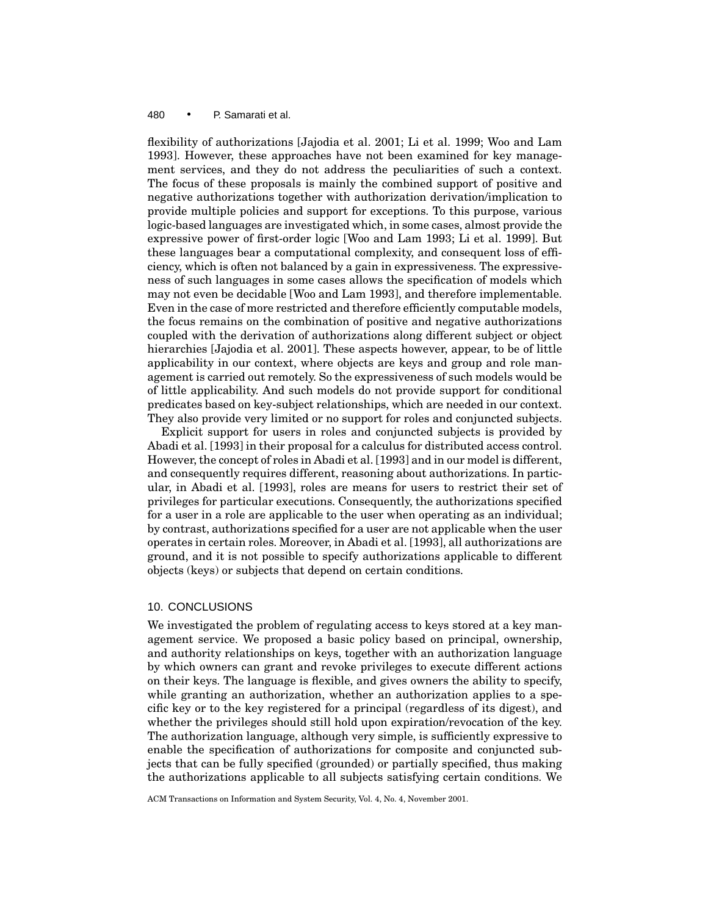flexibility of authorizations [Jajodia et al. 2001; Li et al. 1999; Woo and Lam 1993]. However, these approaches have not been examined for key management services, and they do not address the peculiarities of such a context. The focus of these proposals is mainly the combined support of positive and negative authorizations together with authorization derivation/implication to provide multiple policies and support for exceptions. To this purpose, various logic-based languages are investigated which, in some cases, almost provide the expressive power of first-order logic [Woo and Lam 1993; Li et al. 1999]. But these languages bear a computational complexity, and consequent loss of efficiency, which is often not balanced by a gain in expressiveness. The expressiveness of such languages in some cases allows the specification of models which may not even be decidable [Woo and Lam 1993], and therefore implementable. Even in the case of more restricted and therefore efficiently computable models, the focus remains on the combination of positive and negative authorizations coupled with the derivation of authorizations along different subject or object hierarchies [Jajodia et al. 2001]. These aspects however, appear, to be of little applicability in our context, where objects are keys and group and role management is carried out remotely. So the expressiveness of such models would be of little applicability. And such models do not provide support for conditional predicates based on key-subject relationships, which are needed in our context. They also provide very limited or no support for roles and conjuncted subjects.

Explicit support for users in roles and conjuncted subjects is provided by Abadi et al. [1993] in their proposal for a calculus for distributed access control. However, the concept of roles in Abadi et al. [1993] and in our model is different, and consequently requires different, reasoning about authorizations. In particular, in Abadi et al. [1993], roles are means for users to restrict their set of privileges for particular executions. Consequently, the authorizations specified for a user in a role are applicable to the user when operating as an individual; by contrast, authorizations specified for a user are not applicable when the user operates in certain roles. Moreover, in Abadi et al. [1993], all authorizations are ground, and it is not possible to specify authorizations applicable to different objects (keys) or subjects that depend on certain conditions.

## 10. CONCLUSIONS

We investigated the problem of regulating access to keys stored at a key management service. We proposed a basic policy based on principal, ownership, and authority relationships on keys, together with an authorization language by which owners can grant and revoke privileges to execute different actions on their keys. The language is flexible, and gives owners the ability to specify, while granting an authorization, whether an authorization applies to a specific key or to the key registered for a principal (regardless of its digest), and whether the privileges should still hold upon expiration/revocation of the key. The authorization language, although very simple, is sufficiently expressive to enable the specification of authorizations for composite and conjuncted subjects that can be fully specified (grounded) or partially specified, thus making the authorizations applicable to all subjects satisfying certain conditions. We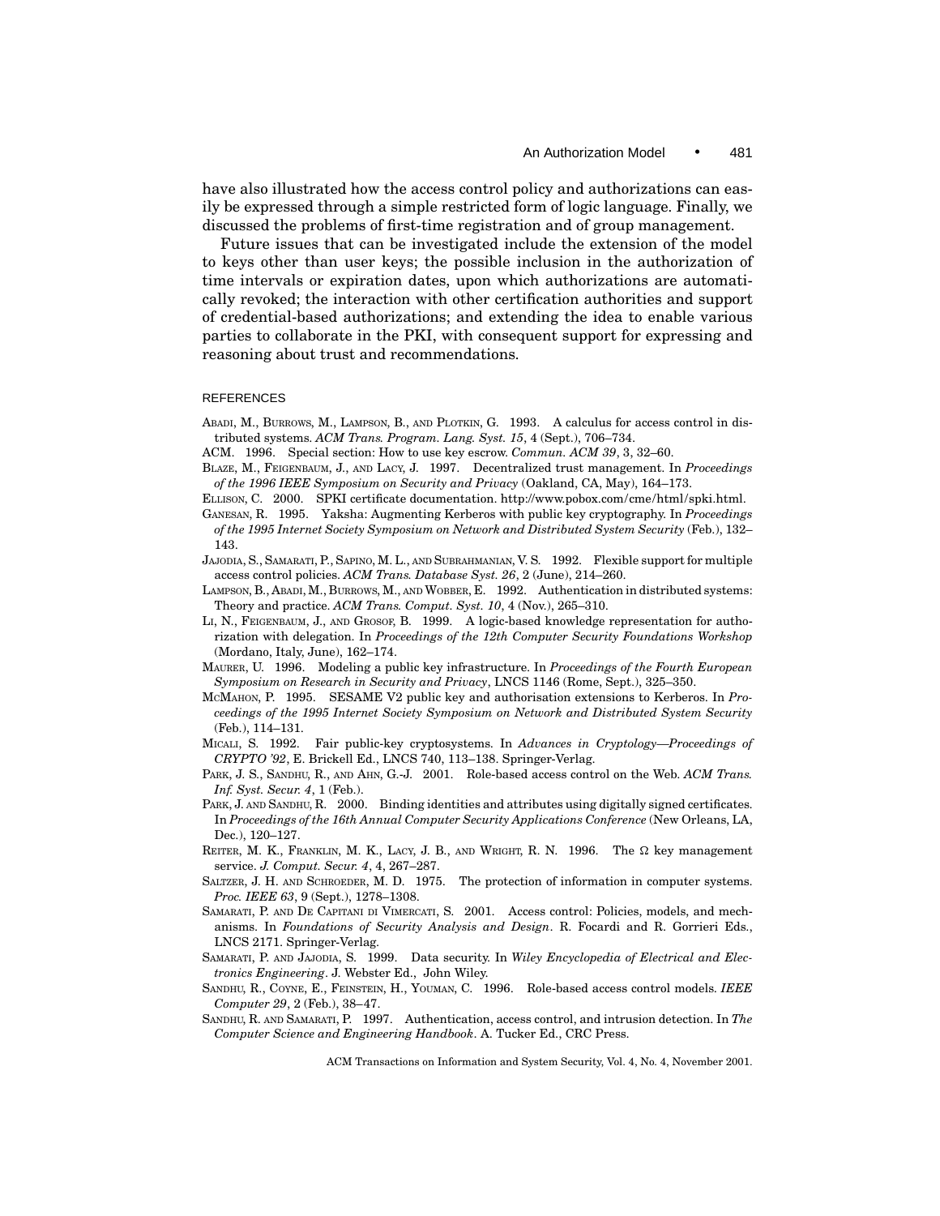have also illustrated how the access control policy and authorizations can easily be expressed through a simple restricted form of logic language. Finally, we discussed the problems of first-time registration and of group management.

Future issues that can be investigated include the extension of the model to keys other than user keys; the possible inclusion in the authorization of time intervals or expiration dates, upon which authorizations are automatically revoked; the interaction with other certification authorities and support of credential-based authorizations; and extending the idea to enable various parties to collaborate in the PKI, with consequent support for expressing and reasoning about trust and recommendations.

## REFERENCES

Abadi, M., Burrows, M., Lampson, B., and Plotkin, G. 1993. A calculus for access control in distributed systems. *ACM Trans. Program. Lang. Syst. 15*, 4 (Sept.), 706–734.

ACM. 1996. Special section: How to use key escrow. *Commun. ACM 39*, 3, 32–60.

Blaze, M., Feigenbaum, J., and Lacy, J. 1997. Decentralized trust management. In *Proceedings of the 1996 IEEE Symposium on Security and Privacy* (Oakland, CA, May), 164–173.

Ellison, C. 2000. SPKI certificate documentation. http://www.pobox.com/cme/html/spki.html.

Ganesan, R. 1995. Yaksha: Augmenting Kerberos with public key cryptography. In *Proceedings of the 1995 Internet Society Symposium on Network and Distributed System Security* (Feb.), 132–143.

Jajodia, S., Samarati, P., Sapino, M. L., and Subrahmanian, V. S. 1992. Flexible support for multiple access control policies. *ACM Trans. Database Syst. 26*, 2 (June), 214–260.

Lampson, B., Abadi, M., Burrows, M., and Wobber, E. 1992. Authentication in distributed systems: Theory and practice. *ACM Trans. Comput. Syst. 10*, 4 (Nov.), 265–310.

Li, N., Feigenbaum, J., and Grosof, B. 1999. A logic-based knowledge representation for authorization with delegation. In *Proceedings of the 12th Computer Security Foundations Workshop* (Mordano, Italy, June), 162–174.

Maurer, U. 1996. Modeling a public key infrastructure. In *Proceedings of the Fourth European Symposium on Research in Security and Privacy*, LNCS 1146 (Rome, Sept.), 325–350.

McMahon, P. 1995. SESAME V2 public key and authorisation extensions to Kerberos. In *Proceedings of the 1995 Internet Society Symposium on Network and Distributed System Security* (Feb.), 114–131.

Micali, S. 1992. Fair public-key cryptosystems. In *Advances in Cryptology—Proceedings of CRYPTO '92*, E. Brickell Ed., LNCS 740, 113–138. Springer-Verlag.

Park, J. S., Sandhu, R., and Ahn, G.-J. 2001. Role-based access control on the Web. *ACM Trans. Inf. Syst. Secur. 4*, 1 (Feb.).

Park, J. and Sandhu, R. 2000. Binding identities and attributes using digitally signed certificates. In *Proceedings of the 16th Annual Computer Security Applications Conference* (New Orleans, LA, Dec.), 120–127.

Reiter, M. K., Franklin, M. K., Lacy, J. B., and Wright, R. N. 1996. The Ω key management service. *J. Comput. Secur. 4*, 4, 267–287.

Saltzer, J. H. and Schroeder, M. D. 1975. The protection of information in computer systems. *Proc. IEEE 63*, 9 (Sept.), 1278–1308.

Samarati, P. and De Capitani di Vimercati, S. 2001. Access control: Policies, models, and mechanisms. In *Foundations of Security Analysis and Design*. R. Focardi and R. Gorrieri Eds., LNCS 2171. Springer-Verlag.

Samarati, P. and Jajodia, S. 1999. Data security. In *Wiley Encyclopedia of Electrical and Electronics Engineering*. J. Webster Ed., John Wiley.

Sandhu, R., Coyne, E., Feinstein, H., Youman, C. 1996. Role-based access control models. *IEEE Computer 29*, 2 (Feb.), 38–47.

Sandhu, R. and Samarati, P. 1997. Authentication, access control, and intrusion detection. In *The Computer Science and Engineering Handbook*. A. Tucker Ed., CRC Press.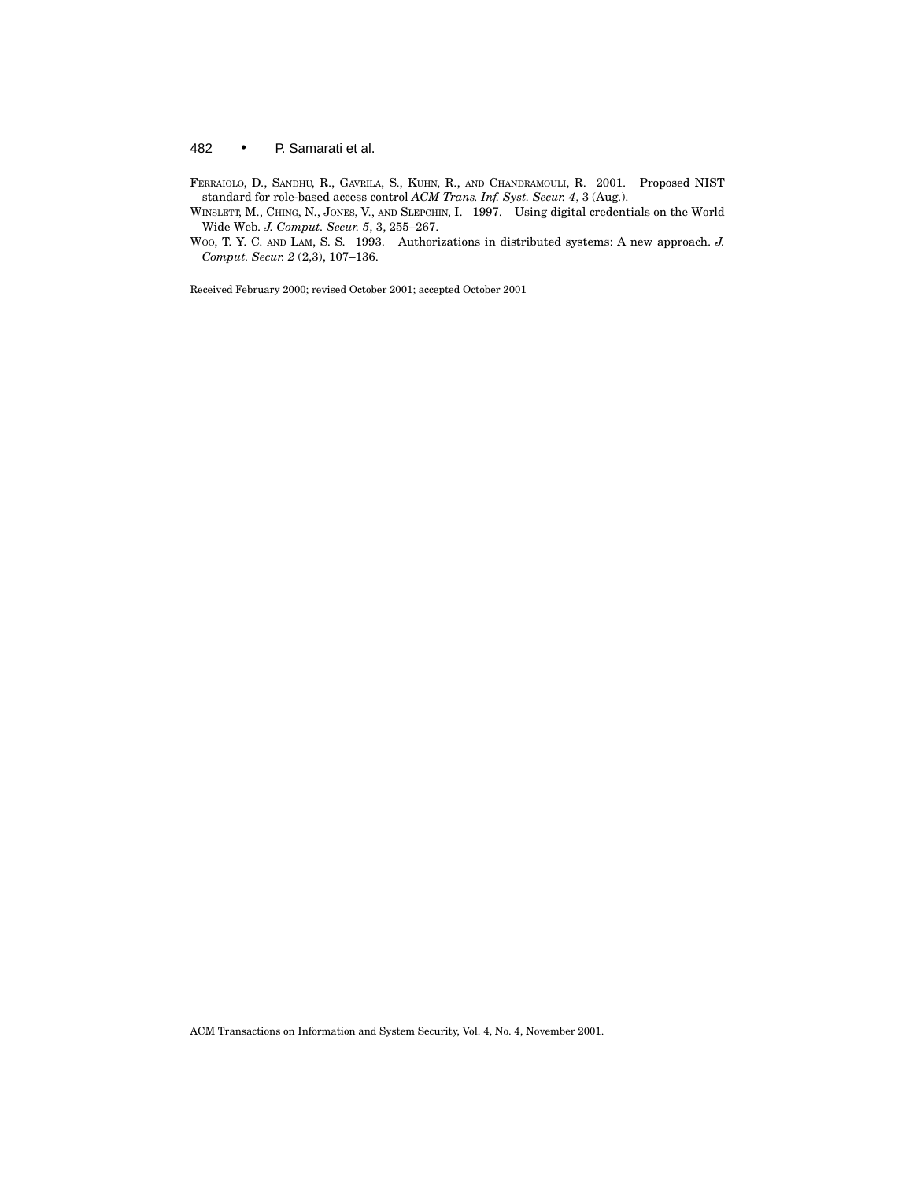FERRAIOLO, D., SANDHU, R., GAVRILA, S., KUHN, R., AND CHANDRAMOULI, R. 2001. Proposed NIST standard for role-based access control *ACM Trans. Inf. Syst. Secur. 4*, 3 (Aug.).

WINSLETT, M., CHING, N., JONES, V., AND SLEPCHIN, I. 1997. Using digital credentials on the World Wide Web. *J. Comput. Secur. 5*, 3, 255–267.

WOO, T. Y. C. AND LAM, S. S. 1993. Authorizations in distributed systems: A new approach. *J. Comput. Secur. 2* (2,3), 107–136.

Received February 2000; revised October 2001; accepted October 2001